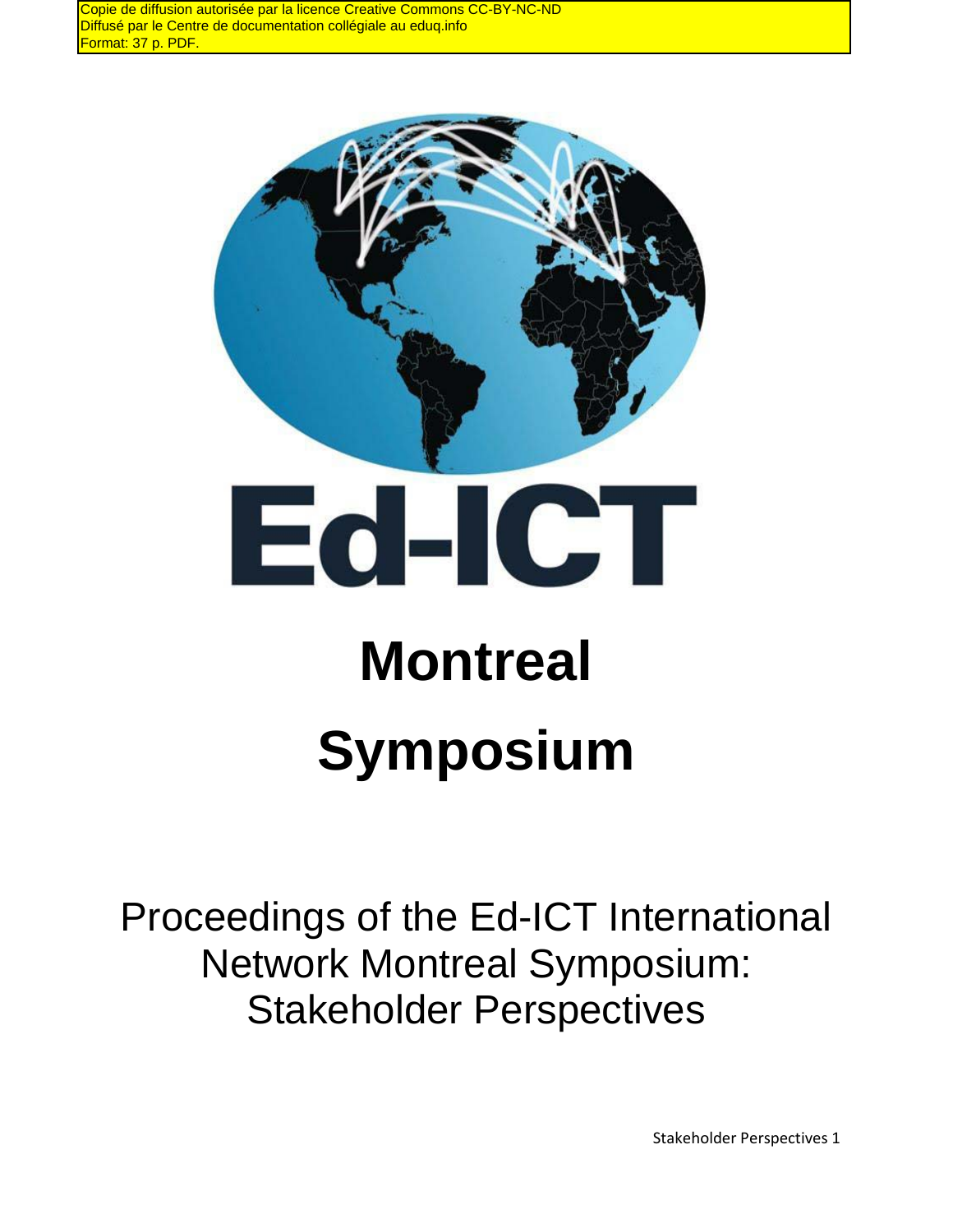Copie de diffusion autorisée par la licence Creative Commons CC-BY-NC-ND
Diffusé par le Centre de documentation collégiale au eduq.info
Format: 37 p. PDF.

Ed-ICT

# Montreal Symposium

Proceedings of the Ed-ICT International Network Montreal Symposium: Stakeholder Perspectives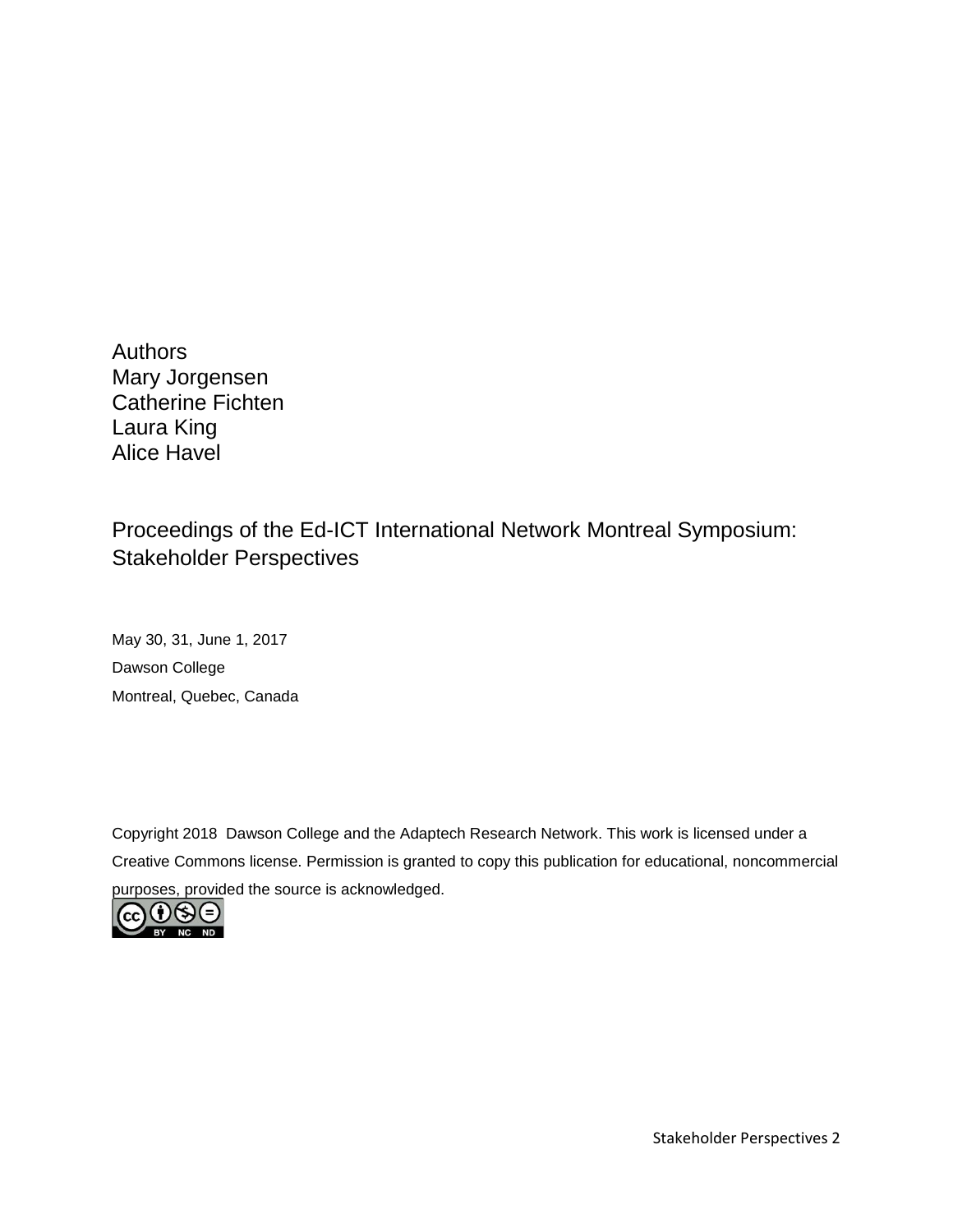Authors
Mary Jorgensen
Catherine Fichten
Laura King
Alice Havel

Proceedings of the Ed-ICT International Network Montreal Symposium: Stakeholder Perspectives

May 30, 31, June 1, 2017

Dawson College

Montreal, Quebec, Canada

Copyright 2018 Dawson College and the Adaptech Research Network. This work is licensed under a Creative Commons license. Permission is granted to copy this publication for educational, noncommercial purposes, provided the source is acknowledged.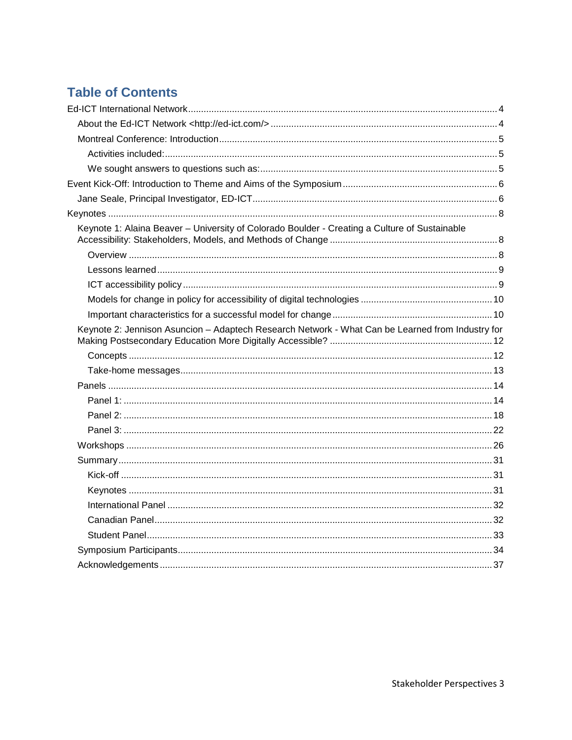# Table of Contents

Ed-ICT International Network ....................................................................................................... 4

- About the Ed-ICT Network <http://ed-ict.com/> ....................................................................... 4
- Montreal Conference: Introduction ........................................................................................... 5
  - Activities included: ................................................................................................................ 5
  - We sought answers to questions such as: ............................................................................ 5

Event Kick-Off: Introduction to Theme and Aims of the Symposium ............................................ 6

- Jane Seale, Principal Investigator, ED-ICT .............................................................................. 6

Keynotes ...................................................................................................................................... 8

- Keynote 1: Alaina Beaver – University of Colorado Boulder - Creating a Culture of Sustainable Accessibility: Stakeholders, Models, and Methods of Change ................................................................ 8
  - Overview ............................................................................................................................... 8
  - Lessons learned .................................................................................................................... 9
  - ICT accessibility policy .......................................................................................................... 9
  - Models for change in policy for accessibility of digital technologies ................................... 10
  - Important characteristics for a successful model for change ............................................. 10
- Keynote 2: Jennison Asuncion – Adaptech Research Network - What Can be Learned from Industry for Making Postsecondary Education More Digitally Accessible? ............................................................... 12
  - Concepts .............................................................................................................................. 12
  - Take-home messages .......................................................................................................... 13
- Panels .................................................................................................................................... 14
  - Panel 1: ................................................................................................................................ 14
  - Panel 2: ................................................................................................................................ 18
  - Panel 3: ................................................................................................................................ 22
- Workshops ............................................................................................................................. 26
- Summary ................................................................................................................................ 31
  - Kick-off ................................................................................................................................. 31
  - Keynotes .............................................................................................................................. 31
  - International Panel .............................................................................................................. 32
  - Canadian Panel .................................................................................................................... 32
  - Student Panel ....................................................................................................................... 33
- Symposium Participants ......................................................................................................... 34
- Acknowledgements ................................................................................................................ 37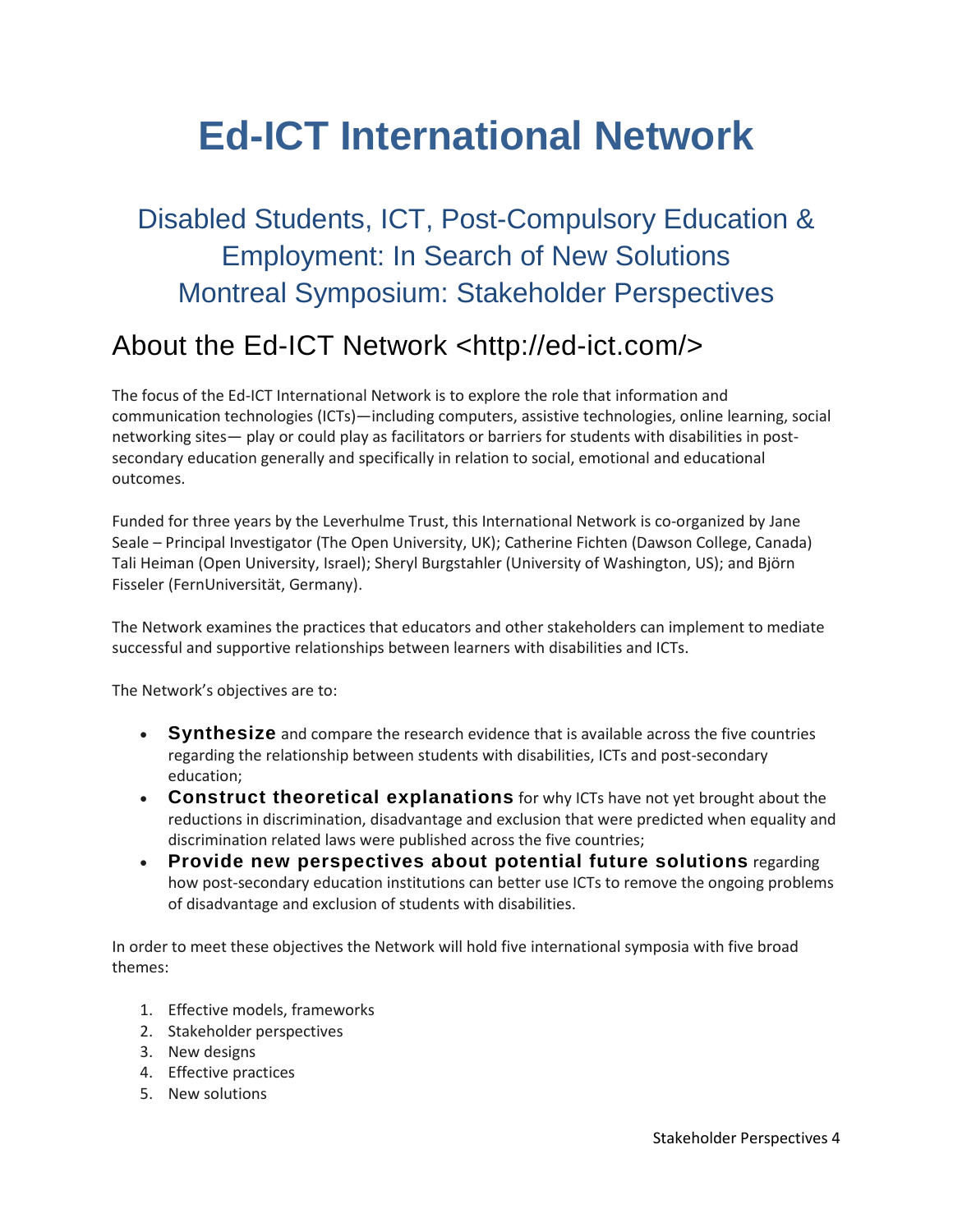# Ed-ICT International Network

## Disabled Students, ICT, Post-Compulsory Education & Employment: In Search of New Solutions
## Montreal Symposium: Stakeholder Perspectives

## About the Ed-ICT Network <http://ed-ict.com/>

The focus of the Ed-ICT International Network is to explore the role that information and communication technologies (ICTs)—including computers, assistive technologies, online learning, social networking sites— play or could play as facilitators or barriers for students with disabilities in post-secondary education generally and specifically in relation to social, emotional and educational outcomes.

Funded for three years by the Leverhulme Trust, this International Network is co-organized by Jane Seale – Principal Investigator (The Open University, UK); Catherine Fichten (Dawson College, Canada) Tali Heiman (Open University, Israel); Sheryl Burgstahler (University of Washington, US); and Björn Fisseler (FernUniversität, Germany).

The Network examines the practices that educators and other stakeholders can implement to mediate successful and supportive relationships between learners with disabilities and ICTs.

The Network's objectives are to:

- **Synthesize** and compare the research evidence that is available across the five countries regarding the relationship between students with disabilities, ICTs and post-secondary education;
- **Construct theoretical explanations** for why ICTs have not yet brought about the reductions in discrimination, disadvantage and exclusion that were predicted when equality and discrimination related laws were published across the five countries;
- **Provide new perspectives about potential future solutions** regarding how post-secondary education institutions can better use ICTs to remove the ongoing problems of disadvantage and exclusion of students with disabilities.

In order to meet these objectives the Network will hold five international symposia with five broad themes:

1. Effective models, frameworks
2. Stakeholder perspectives
3. New designs
4. Effective practices
5. New solutions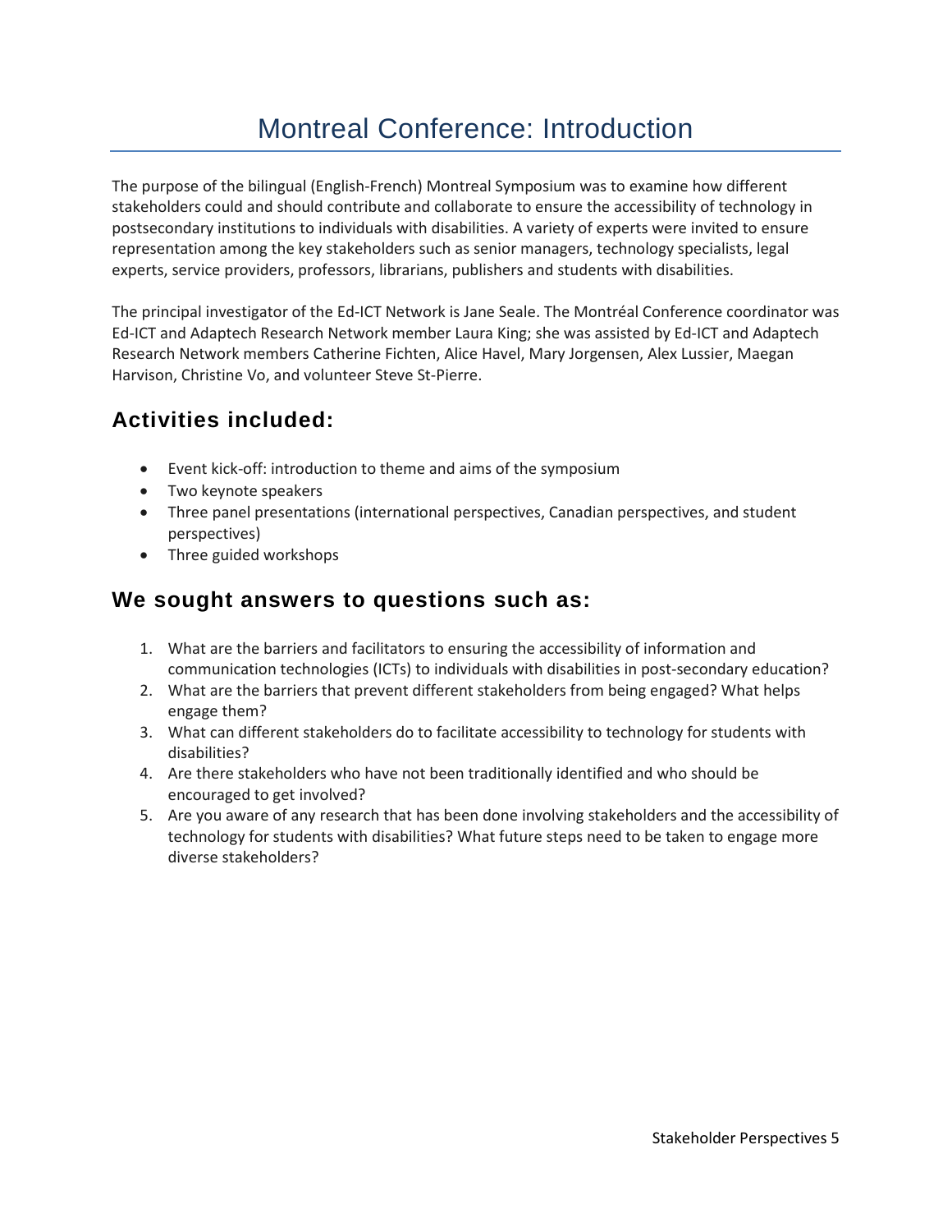# Montreal Conference: Introduction

The purpose of the bilingual (English-French) Montreal Symposium was to examine how different stakeholders could and should contribute and collaborate to ensure the accessibility of technology in postsecondary institutions to individuals with disabilities. A variety of experts were invited to ensure representation among the key stakeholders such as senior managers, technology specialists, legal experts, service providers, professors, librarians, publishers and students with disabilities.

The principal investigator of the Ed-ICT Network is Jane Seale. The Montréal Conference coordinator was Ed-ICT and Adaptech Research Network member Laura King; she was assisted by Ed-ICT and Adaptech Research Network members Catherine Fichten, Alice Havel, Mary Jorgensen, Alex Lussier, Maegan Harvison, Christine Vo, and volunteer Steve St-Pierre.

## Activities included:

- Event kick-off: introduction to theme and aims of the symposium
- Two keynote speakers
- Three panel presentations (international perspectives, Canadian perspectives, and student perspectives)
- Three guided workshops

## We sought answers to questions such as:

1. What are the barriers and facilitators to ensuring the accessibility of information and communication technologies (ICTs) to individuals with disabilities in post-secondary education?
2. What are the barriers that prevent different stakeholders from being engaged? What helps engage them?
3. What can different stakeholders do to facilitate accessibility to technology for students with disabilities?
4. Are there stakeholders who have not been traditionally identified and who should be encouraged to get involved?
5. Are you aware of any research that has been done involving stakeholders and the accessibility of technology for students with disabilities? What future steps need to be taken to engage more diverse stakeholders?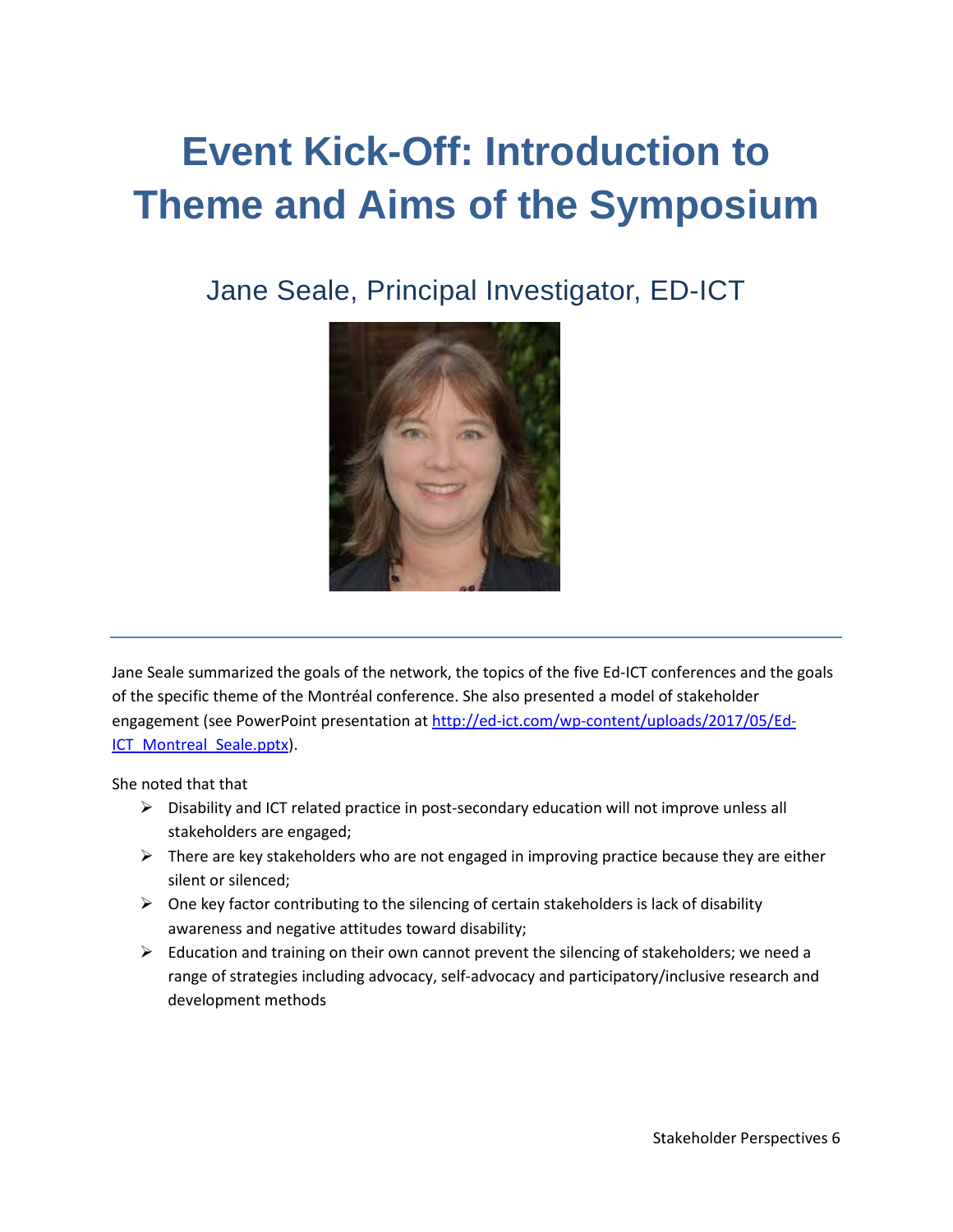# Event Kick-Off: Introduction to Theme and Aims of the Symposium

## Jane Seale, Principal Investigator, ED-ICT

---

Jane Seale summarized the goals of the network, the topics of the five Ed-ICT conferences and the goals of the specific theme of the Montréal conference. She also presented a model of stakeholder engagement (see PowerPoint presentation at [http://ed-ict.com/wp-content/uploads/2017/05/Ed-ICT_Montreal_Seale.pptx](http://ed-ict.com/wp-content/uploads/2017/05/Ed-ICT_Montreal_Seale.pptx)).

She noted that that

- Disability and ICT related practice in post-secondary education will not improve unless all stakeholders are engaged;
- There are key stakeholders who are not engaged in improving practice because they are either silent or silenced;
- One key factor contributing to the silencing of certain stakeholders is lack of disability awareness and negative attitudes toward disability;
- Education and training on their own cannot prevent the silencing of stakeholders; we need a range of strategies including advocacy, self-advocacy and participatory/inclusive research and development methods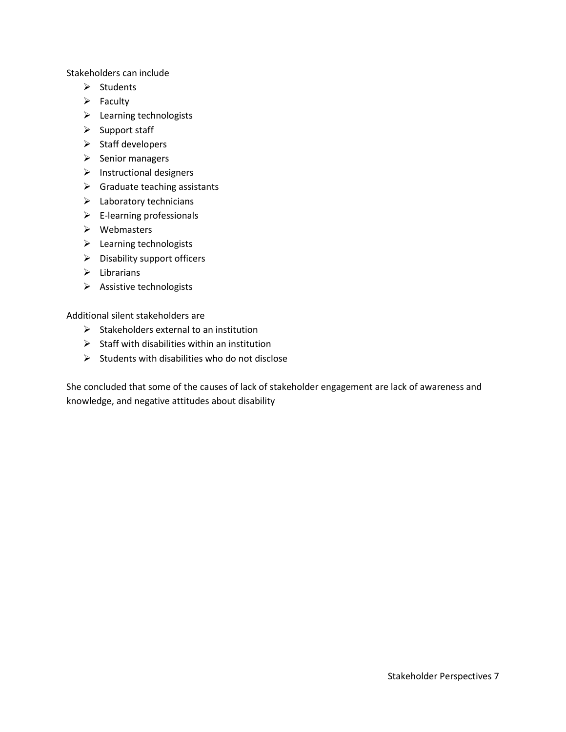Stakeholders can include

- Students
- Faculty
- Learning technologists
- Support staff
- Staff developers
- Senior managers
- Instructional designers
- Graduate teaching assistants
- Laboratory technicians
- E-learning professionals
- Webmasters
- Learning technologists
- Disability support officers
- Librarians
- Assistive technologists

Additional silent stakeholders are

- Stakeholders external to an institution
- Staff with disabilities within an institution
- Students with disabilities who do not disclose

She concluded that some of the causes of lack of stakeholder engagement are lack of awareness and knowledge, and negative attitudes about disability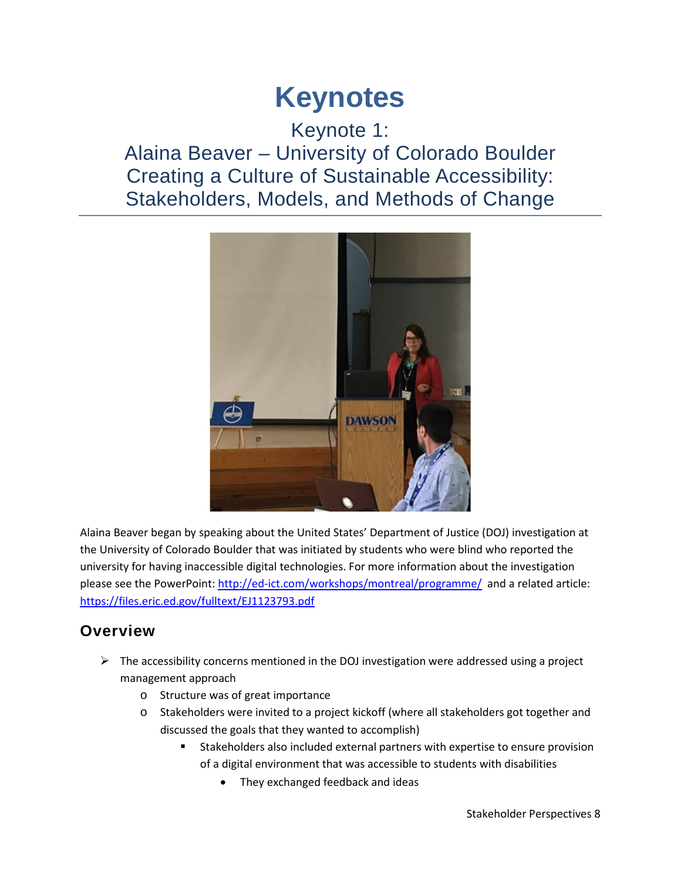# Keynotes

## Keynote 1:
## Alaina Beaver – University of Colorado Boulder
## Creating a Culture of Sustainable Accessibility: Stakeholders, Models, and Methods of Change

Alaina Beaver began by speaking about the United States' Department of Justice (DOJ) investigation at the University of Colorado Boulder that was initiated by students who were blind who reported the university for having inaccessible digital technologies. For more information about the investigation please see the PowerPoint: http://ed-ict.com/workshops/montreal/programme/ and a related article: https://files.eric.ed.gov/fulltext/EJ1123793.pdf

### Overview

- The accessibility concerns mentioned in the DOJ investigation were addressed using a project management approach
  - Structure was of great importance
  - Stakeholders were invited to a project kickoff (where all stakeholders got together and discussed the goals that they wanted to accomplish)
    - Stakeholders also included external partners with expertise to ensure provision of a digital environment that was accessible to students with disabilities
      - They exchanged feedback and ideas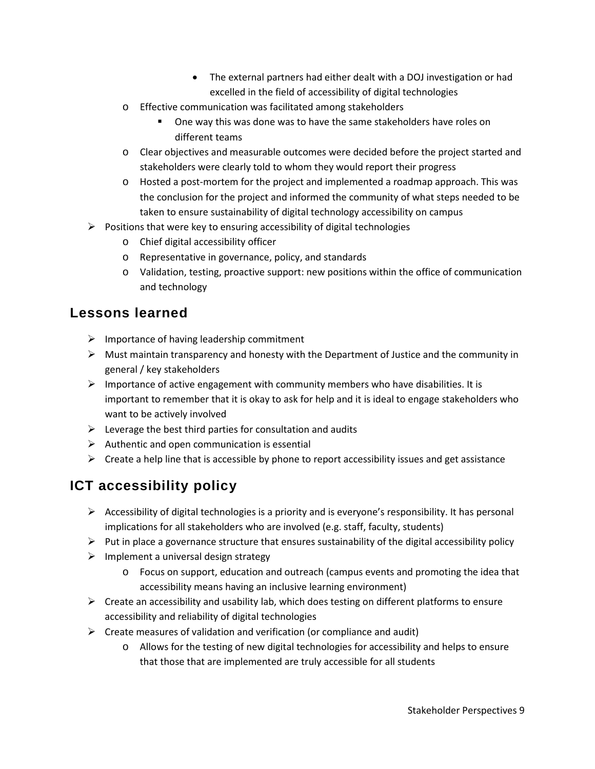- The external partners had either dealt with a DOJ investigation or had excelled in the field of accessibility of digital technologies
    - Effective communication was facilitated among stakeholders
        - One way this was done was to have the same stakeholders have roles on different teams
    - Clear objectives and measurable outcomes were decided before the project started and stakeholders were clearly told to whom they would report their progress
    - Hosted a post-mortem for the project and implemented a roadmap approach. This was the conclusion for the project and informed the community of what steps needed to be taken to ensure sustainability of digital technology accessibility on campus
- Positions that were key to ensuring accessibility of digital technologies
    - Chief digital accessibility officer
    - Representative in governance, policy, and standards
    - Validation, testing, proactive support: new positions within the office of communication and technology

## Lessons learned

- Importance of having leadership commitment
- Must maintain transparency and honesty with the Department of Justice and the community in general / key stakeholders
- Importance of active engagement with community members who have disabilities. It is important to remember that it is okay to ask for help and it is ideal to engage stakeholders who want to be actively involved
- Leverage the best third parties for consultation and audits
- Authentic and open communication is essential
- Create a help line that is accessible by phone to report accessibility issues and get assistance

## ICT accessibility policy

- Accessibility of digital technologies is a priority and is everyone's responsibility. It has personal implications for all stakeholders who are involved (e.g. staff, faculty, students)
- Put in place a governance structure that ensures sustainability of the digital accessibility policy
- Implement a universal design strategy
    - Focus on support, education and outreach (campus events and promoting the idea that accessibility means having an inclusive learning environment)
- Create an accessibility and usability lab, which does testing on different platforms to ensure accessibility and reliability of digital technologies
- Create measures of validation and verification (or compliance and audit)
    - Allows for the testing of new digital technologies for accessibility and helps to ensure that those that are implemented are truly accessible for all students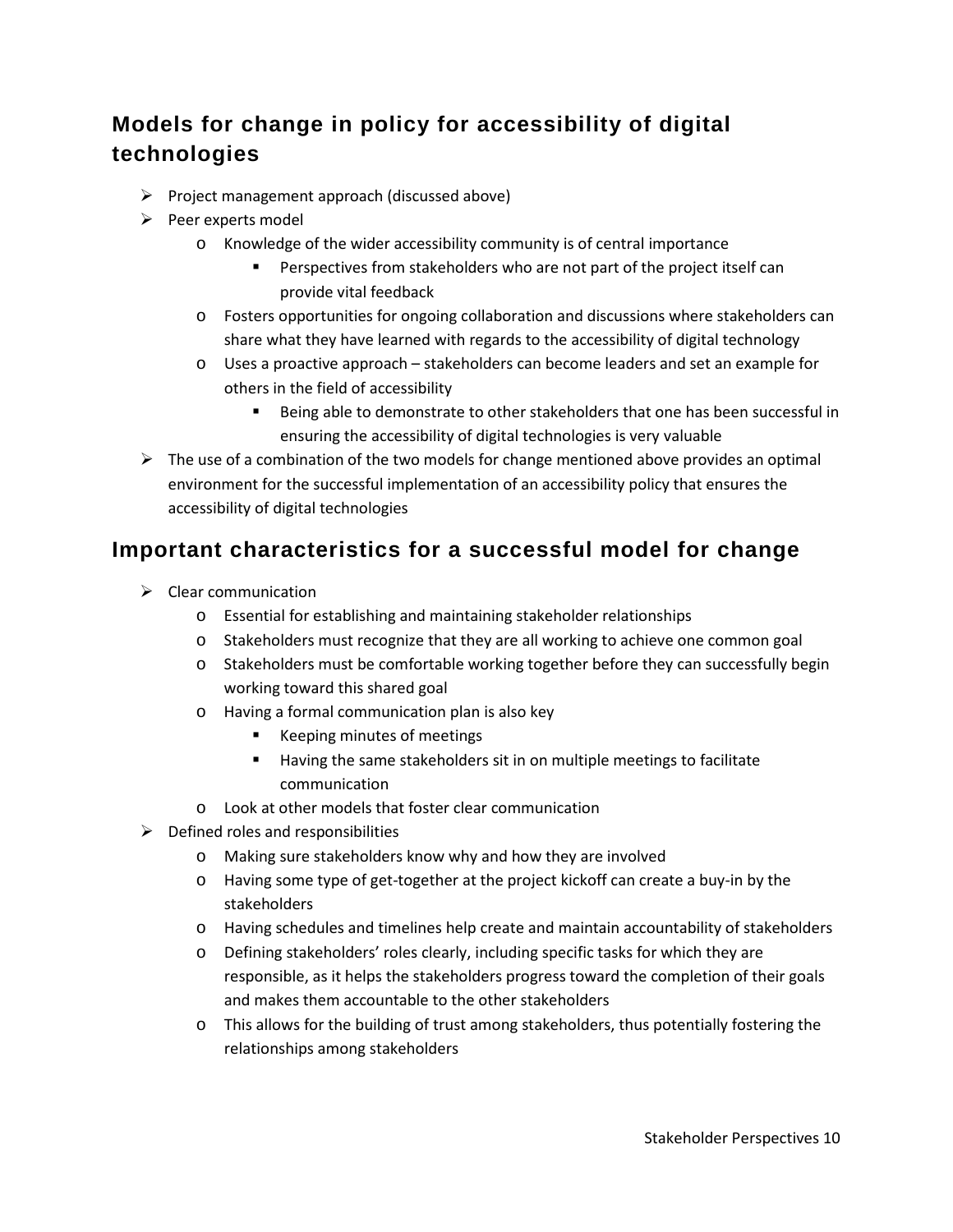## Models for change in policy for accessibility of digital technologies

- Project management approach (discussed above)
- Peer experts model
  - Knowledge of the wider accessibility community is of central importance
    - Perspectives from stakeholders who are not part of the project itself can provide vital feedback
  - Fosters opportunities for ongoing collaboration and discussions where stakeholders can share what they have learned with regards to the accessibility of digital technology
  - Uses a proactive approach – stakeholders can become leaders and set an example for others in the field of accessibility
    - Being able to demonstrate to other stakeholders that one has been successful in ensuring the accessibility of digital technologies is very valuable
- The use of a combination of the two models for change mentioned above provides an optimal environment for the successful implementation of an accessibility policy that ensures the accessibility of digital technologies

## Important characteristics for a successful model for change

- Clear communication
  - Essential for establishing and maintaining stakeholder relationships
  - Stakeholders must recognize that they are all working to achieve one common goal
  - Stakeholders must be comfortable working together before they can successfully begin working toward this shared goal
  - Having a formal communication plan is also key
    - Keeping minutes of meetings
    - Having the same stakeholders sit in on multiple meetings to facilitate communication
  - Look at other models that foster clear communication
- Defined roles and responsibilities
  - Making sure stakeholders know why and how they are involved
  - Having some type of get-together at the project kickoff can create a buy-in by the stakeholders
  - Having schedules and timelines help create and maintain accountability of stakeholders
  - Defining stakeholders' roles clearly, including specific tasks for which they are responsible, as it helps the stakeholders progress toward the completion of their goals and makes them accountable to the other stakeholders
  - This allows for the building of trust among stakeholders, thus potentially fostering the relationships among stakeholders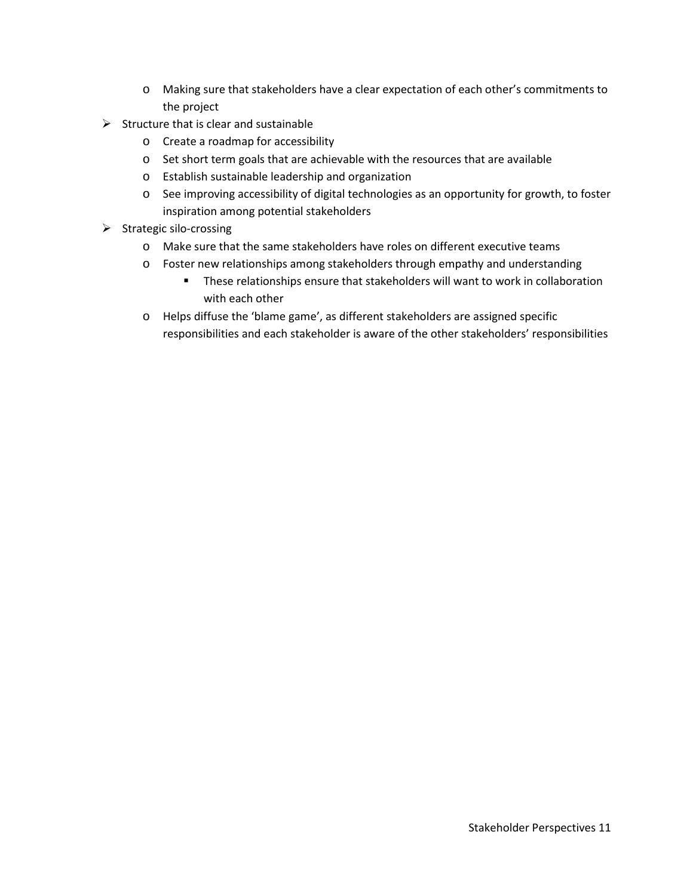- Making sure that stakeholders have a clear expectation of each other's commitments to the project
- Structure that is clear and sustainable
  - Create a roadmap for accessibility
  - Set short term goals that are achievable with the resources that are available
  - Establish sustainable leadership and organization
  - See improving accessibility of digital technologies as an opportunity for growth, to foster inspiration among potential stakeholders
- Strategic silo-crossing
  - Make sure that the same stakeholders have roles on different executive teams
  - Foster new relationships among stakeholders through empathy and understanding
    - These relationships ensure that stakeholders will want to work in collaboration with each other
  - Helps diffuse the 'blame game', as different stakeholders are assigned specific responsibilities and each stakeholder is aware of the other stakeholders' responsibilities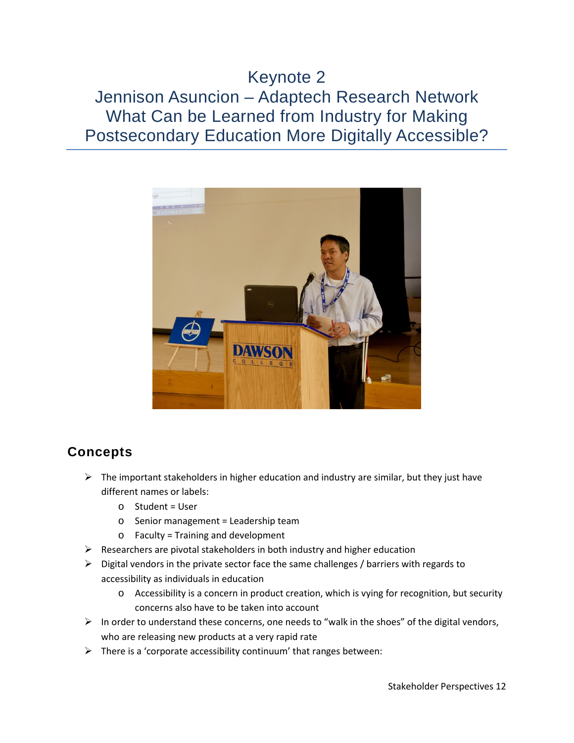# Keynote 2
# Jennison Asuncion – Adaptech Research Network
# What Can be Learned from Industry for Making Postsecondary Education More Digitally Accessible?

## Concepts

- The important stakeholders in higher education and industry are similar, but they just have different names or labels:
  - Student = User
  - Senior management = Leadership team
  - Faculty = Training and development
- Researchers are pivotal stakeholders in both industry and higher education
- Digital vendors in the private sector face the same challenges / barriers with regards to accessibility as individuals in education
  - Accessibility is a concern in product creation, which is vying for recognition, but security concerns also have to be taken into account
- In order to understand these concerns, one needs to "walk in the shoes" of the digital vendors, who are releasing new products at a very rapid rate
- There is a 'corporate accessibility continuum' that ranges between: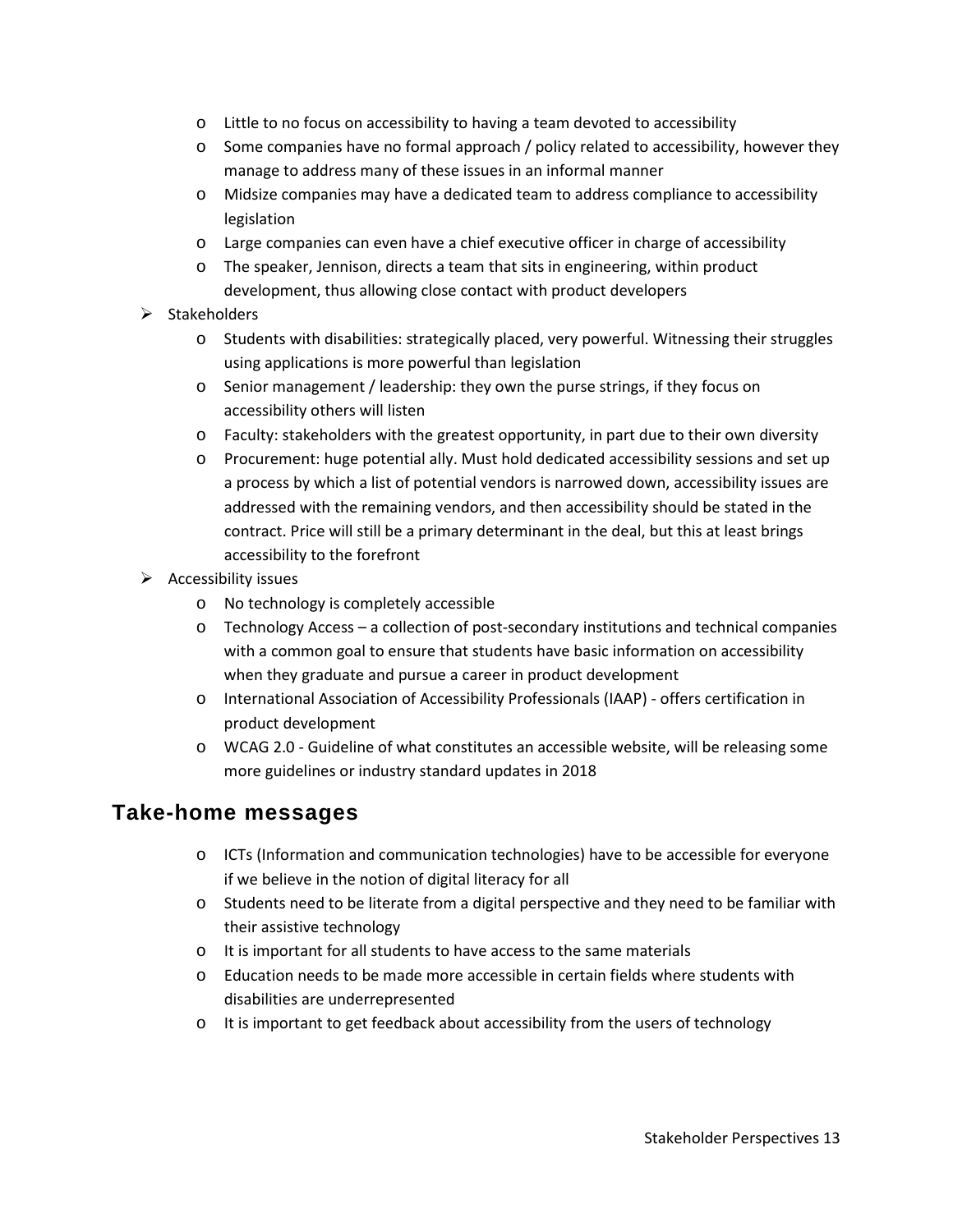- Little to no focus on accessibility to having a team devoted to accessibility
- Some companies have no formal approach / policy related to accessibility, however they manage to address many of these issues in an informal manner
- Midsize companies may have a dedicated team to address compliance to accessibility legislation
- Large companies can even have a chief executive officer in charge of accessibility
- The speaker, Jennison, directs a team that sits in engineering, within product development, thus allowing close contact with product developers

- Stakeholders
  - Students with disabilities: strategically placed, very powerful. Witnessing their struggles using applications is more powerful than legislation
  - Senior management / leadership: they own the purse strings, if they focus on accessibility others will listen
  - Faculty: stakeholders with the greatest opportunity, in part due to their own diversity
  - Procurement: huge potential ally. Must hold dedicated accessibility sessions and set up a process by which a list of potential vendors is narrowed down, accessibility issues are addressed with the remaining vendors, and then accessibility should be stated in the contract. Price will still be a primary determinant in the deal, but this at least brings accessibility to the forefront
- Accessibility issues
  - No technology is completely accessible
  - Technology Access – a collection of post-secondary institutions and technical companies with a common goal to ensure that students have basic information on accessibility when they graduate and pursue a career in product development
  - International Association of Accessibility Professionals (IAAP) - offers certification in product development
  - WCAG 2.0 - Guideline of what constitutes an accessible website, will be releasing some more guidelines or industry standard updates in 2018

## Take-home messages

- ICTs (Information and communication technologies) have to be accessible for everyone if we believe in the notion of digital literacy for all
- Students need to be literate from a digital perspective and they need to be familiar with their assistive technology
- It is important for all students to have access to the same materials
- Education needs to be made more accessible in certain fields where students with disabilities are underrepresented
- It is important to get feedback about accessibility from the users of technology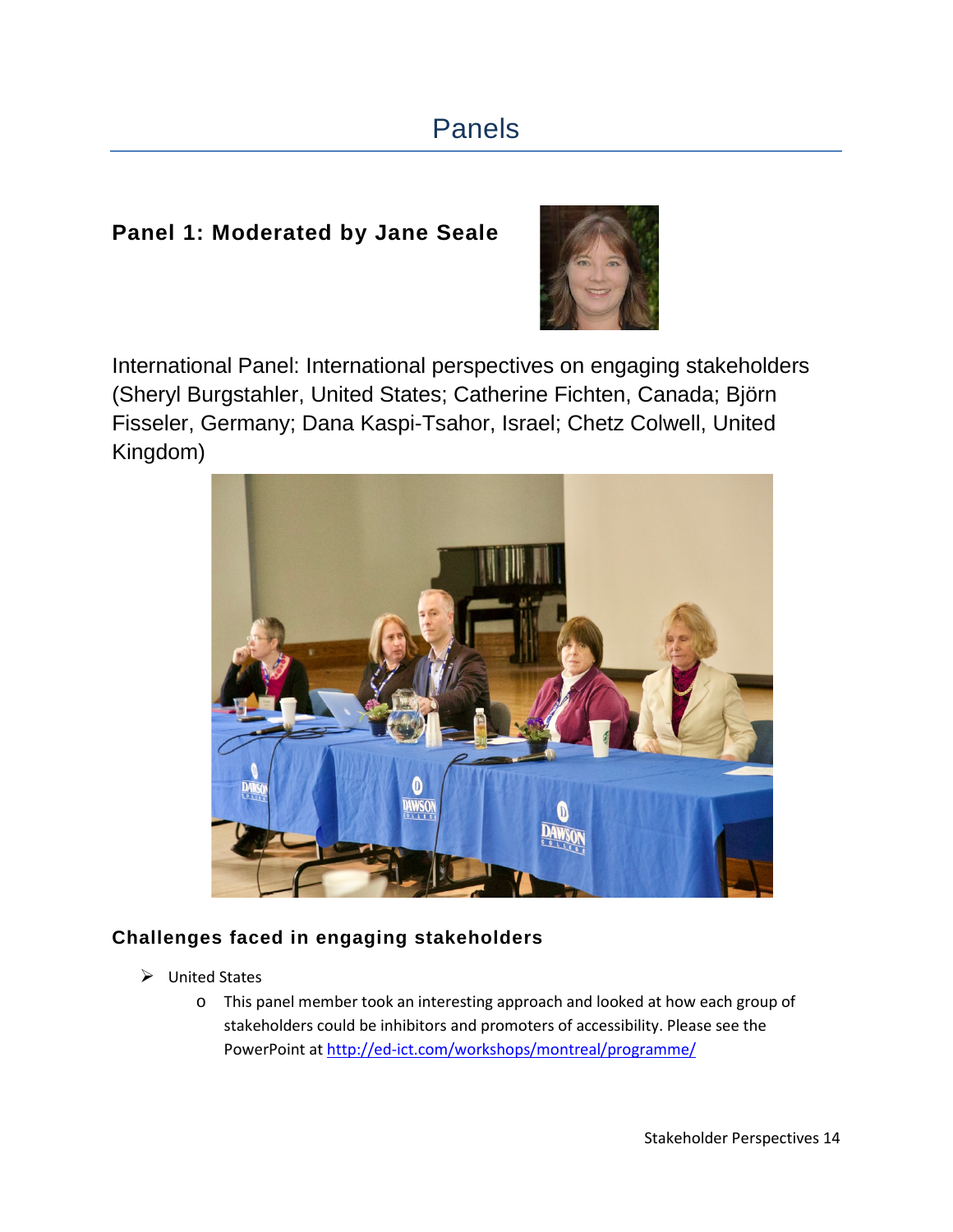# Panels

## Panel 1: Moderated by Jane Seale

International Panel: International perspectives on engaging stakeholders (Sheryl Burgstahler, United States; Catherine Fichten, Canada; Björn Fisseler, Germany; Dana Kaspi-Tsahor, Israel; Chetz Colwell, United Kingdom)

### Challenges faced in engaging stakeholders

- United States
  - This panel member took an interesting approach and looked at how each group of stakeholders could be inhibitors and promoters of accessibility. Please see the PowerPoint at http://ed-ict.com/workshops/montreal/programme/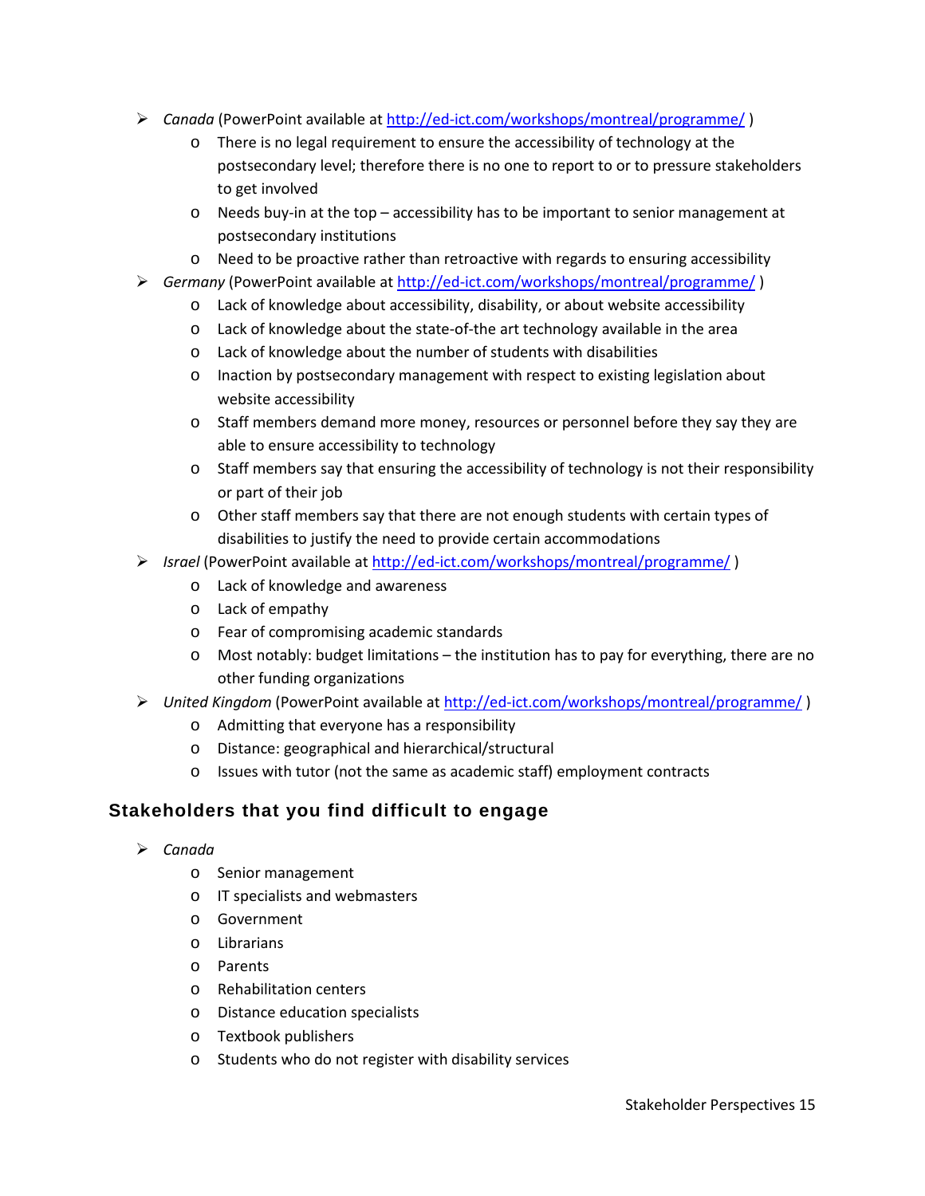- *Canada* (PowerPoint available at http://ed-ict.com/workshops/montreal/programme/ )
  - There is no legal requirement to ensure the accessibility of technology at the postsecondary level; therefore there is no one to report to or to pressure stakeholders to get involved
  - Needs buy-in at the top – accessibility has to be important to senior management at postsecondary institutions
  - Need to be proactive rather than retroactive with regards to ensuring accessibility
- *Germany* (PowerPoint available at http://ed-ict.com/workshops/montreal/programme/ )
  - Lack of knowledge about accessibility, disability, or about website accessibility
  - Lack of knowledge about the state-of-the art technology available in the area
  - Lack of knowledge about the number of students with disabilities
  - Inaction by postsecondary management with respect to existing legislation about website accessibility
  - Staff members demand more money, resources or personnel before they say they are able to ensure accessibility to technology
  - Staff members say that ensuring the accessibility of technology is not their responsibility or part of their job
  - Other staff members say that there are not enough students with certain types of disabilities to justify the need to provide certain accommodations
- *Israel* (PowerPoint available at http://ed-ict.com/workshops/montreal/programme/ )
  - Lack of knowledge and awareness
  - Lack of empathy
  - Fear of compromising academic standards
  - Most notably: budget limitations – the institution has to pay for everything, there are no other funding organizations
- *United Kingdom* (PowerPoint available at http://ed-ict.com/workshops/montreal/programme/ )
  - Admitting that everyone has a responsibility
  - Distance: geographical and hierarchical/structural
  - Issues with tutor (not the same as academic staff) employment contracts

## Stakeholders that you find difficult to engage

- *Canada*
  - Senior management
  - IT specialists and webmasters
  - Government
  - Librarians
  - Parents
  - Rehabilitation centers
  - Distance education specialists
  - Textbook publishers
  - Students who do not register with disability services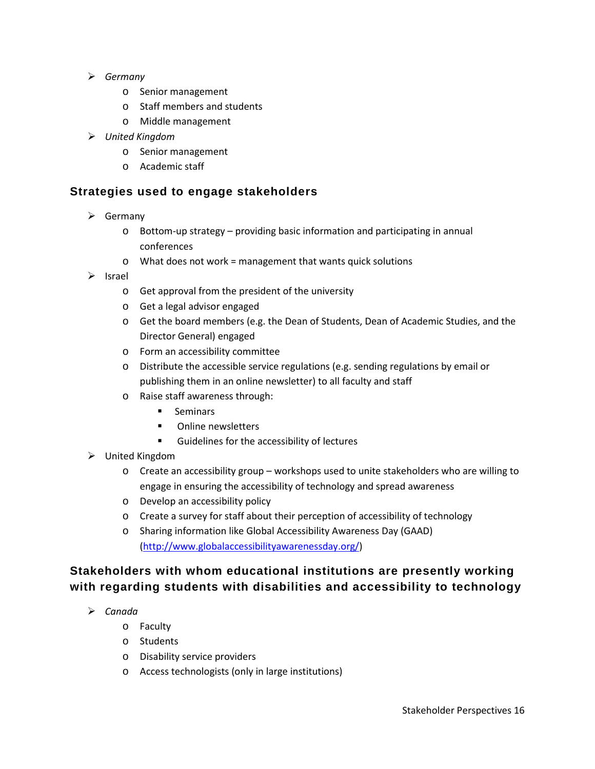- *Germany*
  - Senior management
  - Staff members and students
  - Middle management
- *United Kingdom*
  - Senior management
  - Academic staff

### Strategies used to engage stakeholders

- Germany
  - Bottom-up strategy – providing basic information and participating in annual conferences
  - What does not work = management that wants quick solutions
- Israel
  - Get approval from the president of the university
  - Get a legal advisor engaged
  - Get the board members (e.g. the Dean of Students, Dean of Academic Studies, and the Director General) engaged
  - Form an accessibility committee
  - Distribute the accessible service regulations (e.g. sending regulations by email or publishing them in an online newsletter) to all faculty and staff
  - Raise staff awareness through:
    - Seminars
    - Online newsletters
    - Guidelines for the accessibility of lectures
- United Kingdom
  - Create an accessibility group – workshops used to unite stakeholders who are willing to engage in ensuring the accessibility of technology and spread awareness
  - Develop an accessibility policy
  - Create a survey for staff about their perception of accessibility of technology
  - Sharing information like Global Accessibility Awareness Day (GAAD) (http://www.globalaccessibilityawarenessday.org/)

### Stakeholders with whom educational institutions are presently working with regarding students with disabilities and accessibility to technology

- *Canada*
  - Faculty
  - Students
  - Disability service providers
  - Access technologists (only in large institutions)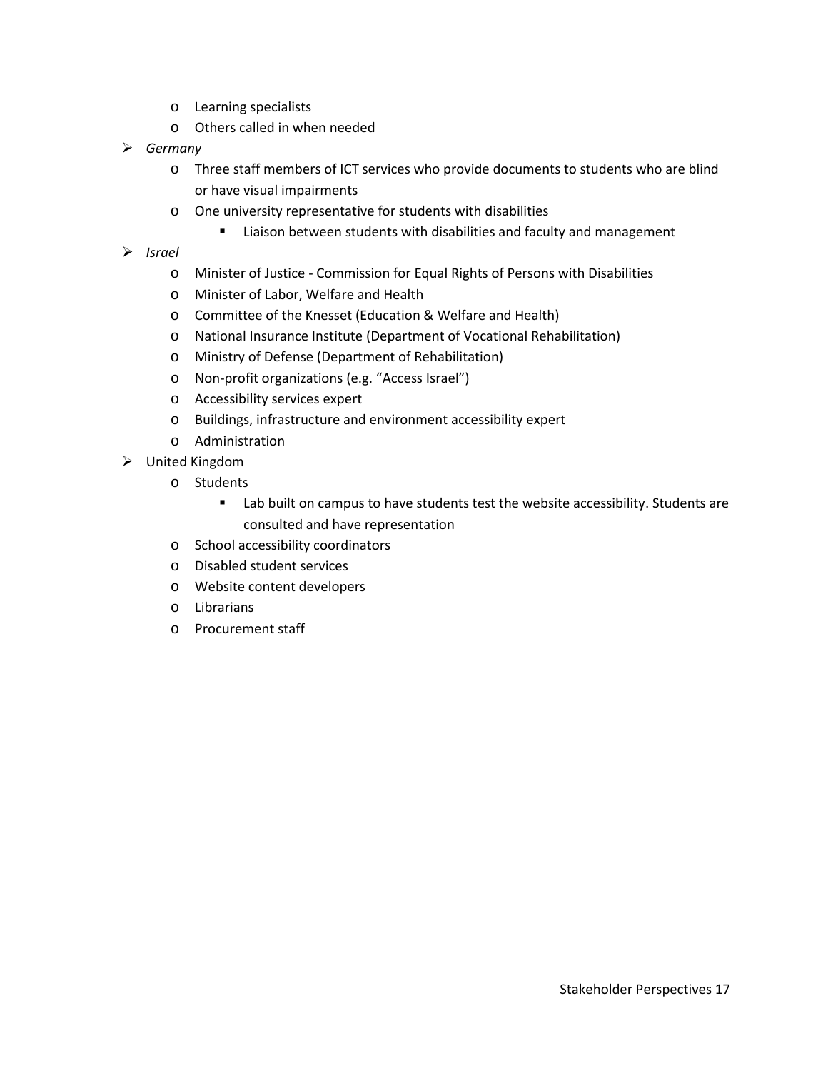- Learning specialists
   - Others called in when needed
- *Germany*
   - Three staff members of ICT services who provide documents to students who are blind or have visual impairments
   - One university representative for students with disabilities
      - Liaison between students with disabilities and faculty and management
- *Israel*
   - Minister of Justice - Commission for Equal Rights of Persons with Disabilities
   - Minister of Labor, Welfare and Health
   - Committee of the Knesset (Education & Welfare and Health)
   - National Insurance Institute (Department of Vocational Rehabilitation)
   - Ministry of Defense (Department of Rehabilitation)
   - Non-profit organizations (e.g. "Access Israel")
   - Accessibility services expert
   - Buildings, infrastructure and environment accessibility expert
   - Administration
- United Kingdom
   - Students
      - Lab built on campus to have students test the website accessibility. Students are consulted and have representation
   - School accessibility coordinators
   - Disabled student services
   - Website content developers
   - Librarians
   - Procurement staff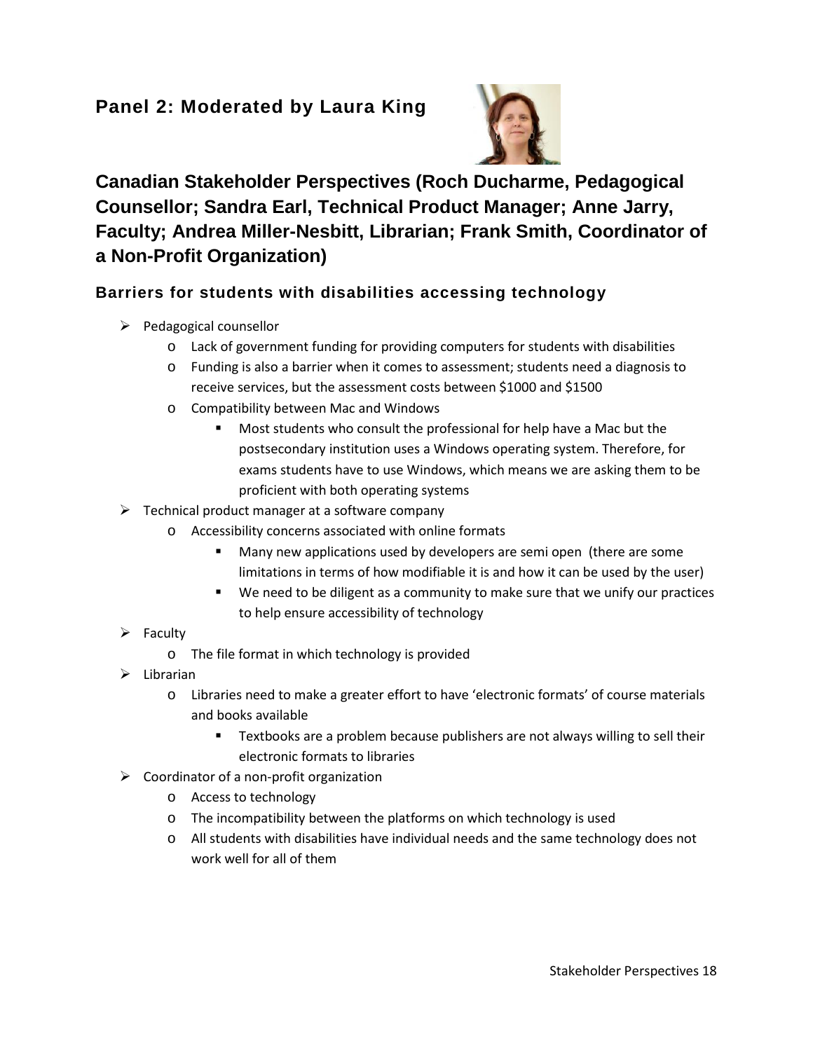## Panel 2: Moderated by Laura King

## Canadian Stakeholder Perspectives (Roch Ducharme, Pedagogical Counsellor; Sandra Earl, Technical Product Manager; Anne Jarry, Faculty; Andrea Miller-Nesbitt, Librarian; Frank Smith, Coordinator of a Non-Profit Organization)

### Barriers for students with disabilities accessing technology

- Pedagogical counsellor
  - Lack of government funding for providing computers for students with disabilities
  - Funding is also a barrier when it comes to assessment; students need a diagnosis to receive services, but the assessment costs between $1000 and $1500
  - Compatibility between Mac and Windows
    - Most students who consult the professional for help have a Mac but the postsecondary institution uses a Windows operating system. Therefore, for exams students have to use Windows, which means we are asking them to be proficient with both operating systems
- Technical product manager at a software company
  - Accessibility concerns associated with online formats
    - Many new applications used by developers are semi open (there are some limitations in terms of how modifiable it is and how it can be used by the user)
    - We need to be diligent as a community to make sure that we unify our practices to help ensure accessibility of technology
- Faculty
  - The file format in which technology is provided
- Librarian
  - Libraries need to make a greater effort to have 'electronic formats' of course materials and books available
    - Textbooks are a problem because publishers are not always willing to sell their electronic formats to libraries
- Coordinator of a non-profit organization
  - Access to technology
  - The incompatibility between the platforms on which technology is used
  - All students with disabilities have individual needs and the same technology does not work well for all of them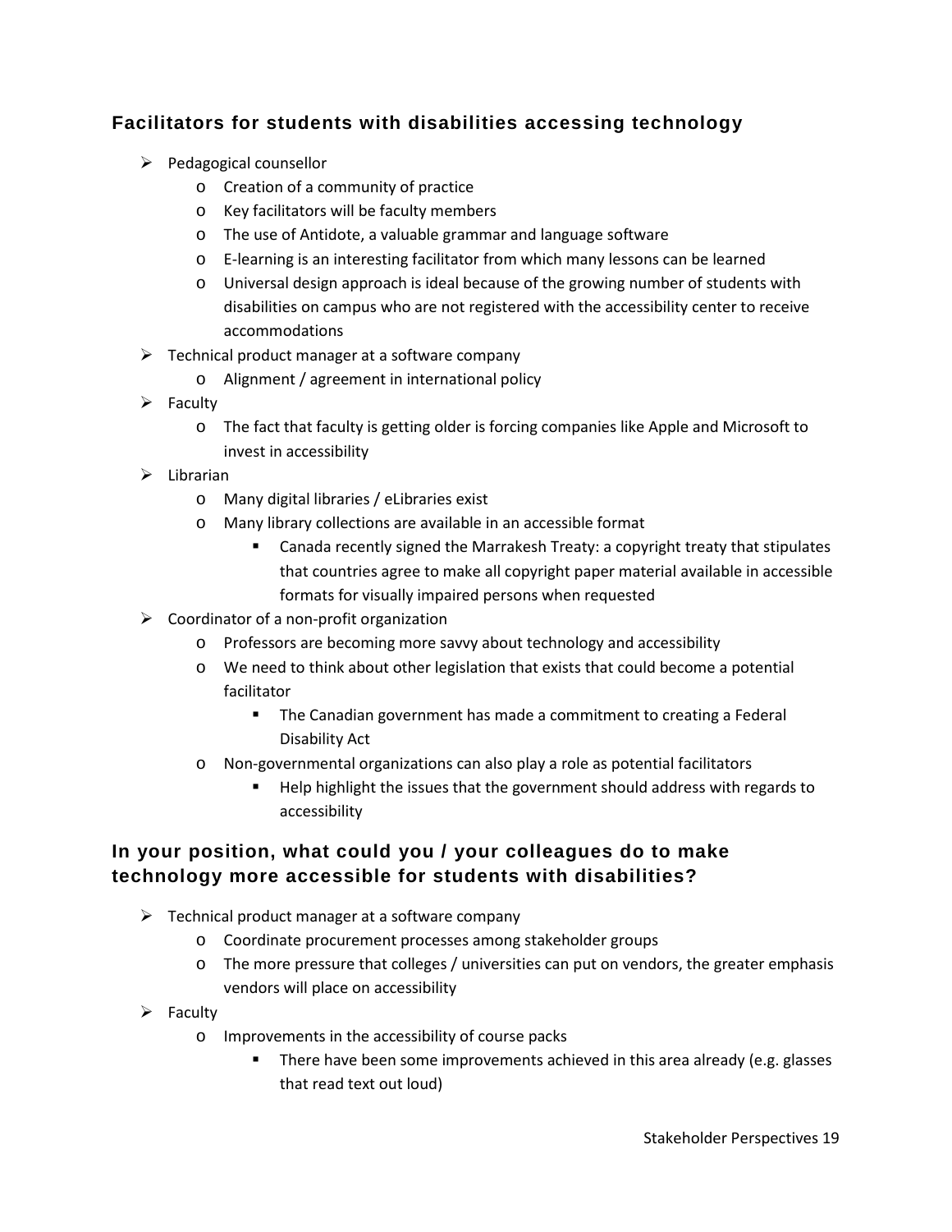## Facilitators for students with disabilities accessing technology

- Pedagogical counsellor
  - Creation of a community of practice
  - Key facilitators will be faculty members
  - The use of Antidote, a valuable grammar and language software
  - E-learning is an interesting facilitator from which many lessons can be learned
  - Universal design approach is ideal because of the growing number of students with disabilities on campus who are not registered with the accessibility center to receive accommodations
- Technical product manager at a software company
  - Alignment / agreement in international policy
- Faculty
  - The fact that faculty is getting older is forcing companies like Apple and Microsoft to invest in accessibility
- Librarian
  - Many digital libraries / eLibraries exist
  - Many library collections are available in an accessible format
    - Canada recently signed the Marrakesh Treaty: a copyright treaty that stipulates that countries agree to make all copyright paper material available in accessible formats for visually impaired persons when requested
- Coordinator of a non-profit organization
  - Professors are becoming more savvy about technology and accessibility
  - We need to think about other legislation that exists that could become a potential facilitator
    - The Canadian government has made a commitment to creating a Federal Disability Act
  - Non-governmental organizations can also play a role as potential facilitators
    - Help highlight the issues that the government should address with regards to accessibility

## In your position, what could you / your colleagues do to make technology more accessible for students with disabilities?

- Technical product manager at a software company
  - Coordinate procurement processes among stakeholder groups
  - The more pressure that colleges / universities can put on vendors, the greater emphasis vendors will place on accessibility
- Faculty
  - Improvements in the accessibility of course packs
    - There have been some improvements achieved in this area already (e.g. glasses that read text out loud)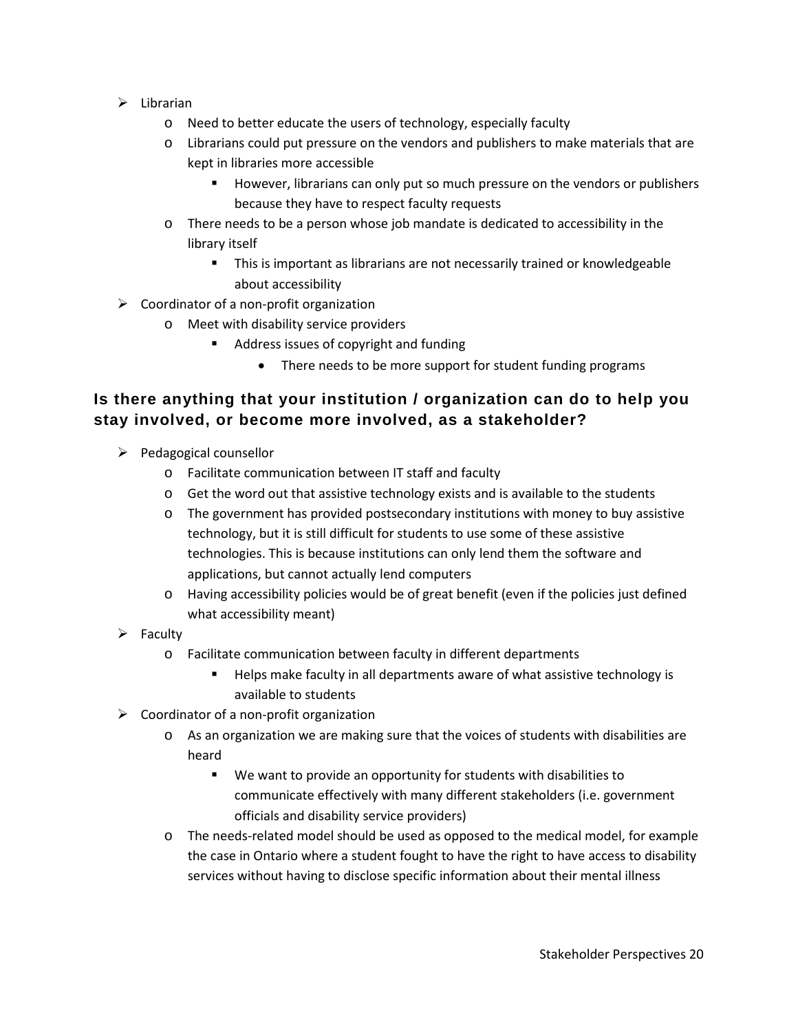- Librarian
  - Need to better educate the users of technology, especially faculty
  - Librarians could put pressure on the vendors and publishers to make materials that are kept in libraries more accessible
    - However, librarians can only put so much pressure on the vendors or publishers because they have to respect faculty requests
  - There needs to be a person whose job mandate is dedicated to accessibility in the library itself
    - This is important as librarians are not necessarily trained or knowledgeable about accessibility
- Coordinator of a non-profit organization
  - Meet with disability service providers
    - Address issues of copyright and funding
      - There needs to be more support for student funding programs

## Is there anything that your institution / organization can do to help you stay involved, or become more involved, as a stakeholder?

- Pedagogical counsellor
  - Facilitate communication between IT staff and faculty
  - Get the word out that assistive technology exists and is available to the students
  - The government has provided postsecondary institutions with money to buy assistive technology, but it is still difficult for students to use some of these assistive technologies. This is because institutions can only lend them the software and applications, but cannot actually lend computers
  - Having accessibility policies would be of great benefit (even if the policies just defined what accessibility meant)
- Faculty
  - Facilitate communication between faculty in different departments
    - Helps make faculty in all departments aware of what assistive technology is available to students
- Coordinator of a non-profit organization
  - As an organization we are making sure that the voices of students with disabilities are heard
    - We want to provide an opportunity for students with disabilities to communicate effectively with many different stakeholders (i.e. government officials and disability service providers)
  - The needs-related model should be used as opposed to the medical model, for example the case in Ontario where a student fought to have the right to have access to disability services without having to disclose specific information about their mental illness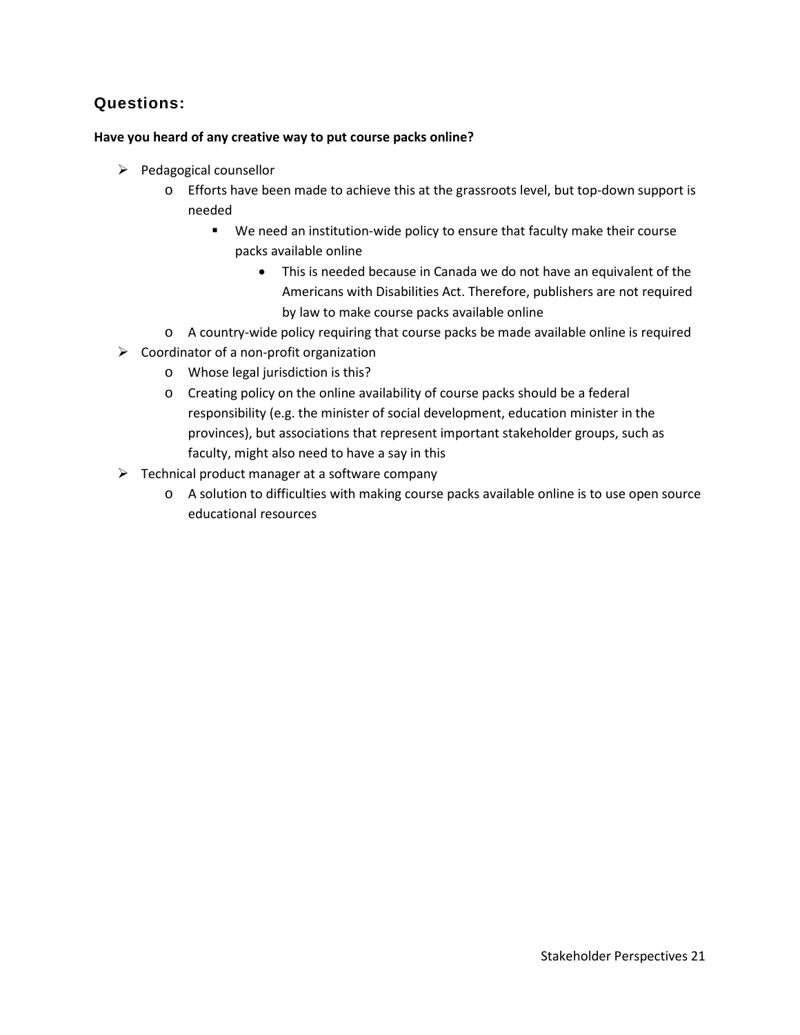## Questions:

**Have you heard of any creative way to put course packs online?**

- Pedagogical counsellor
  - Efforts have been made to achieve this at the grassroots level, but top-down support is needed
    - We need an institution-wide policy to ensure that faculty make their course packs available online
      - This is needed because in Canada we do not have an equivalent of the Americans with Disabilities Act. Therefore, publishers are not required by law to make course packs available online
  - A country-wide policy requiring that course packs be made available online is required
- Coordinator of a non-profit organization
  - Whose legal jurisdiction is this?
  - Creating policy on the online availability of course packs should be a federal responsibility (e.g. the minister of social development, education minister in the provinces), but associations that represent important stakeholder groups, such as faculty, might also need to have a say in this
- Technical product manager at a software company
  - A solution to difficulties with making course packs available online is to use open source educational resources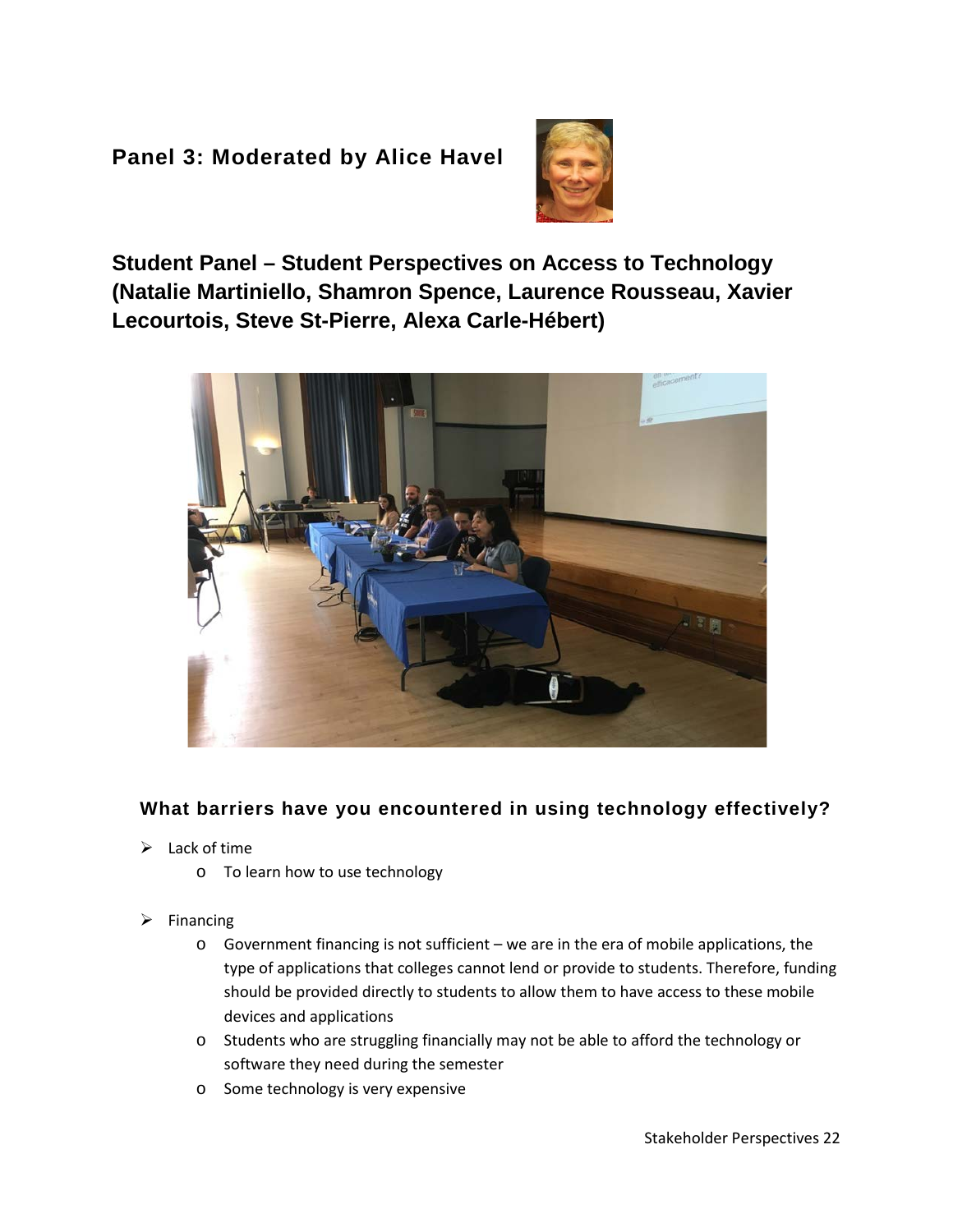## Panel 3: Moderated by Alice Havel

## Student Panel – Student Perspectives on Access to Technology (Natalie Martiniello, Shamron Spence, Laurence Rousseau, Xavier Lecourtois, Steve St-Pierre, Alexa Carle-Hébert)

### What barriers have you encountered in using technology effectively?

- Lack of time
  - To learn how to use technology
- Financing
  - Government financing is not sufficient – we are in the era of mobile applications, the type of applications that colleges cannot lend or provide to students. Therefore, funding should be provided directly to students to allow them to have access to these mobile devices and applications
  - Students who are struggling financially may not be able to afford the technology or software they need during the semester
  - Some technology is very expensive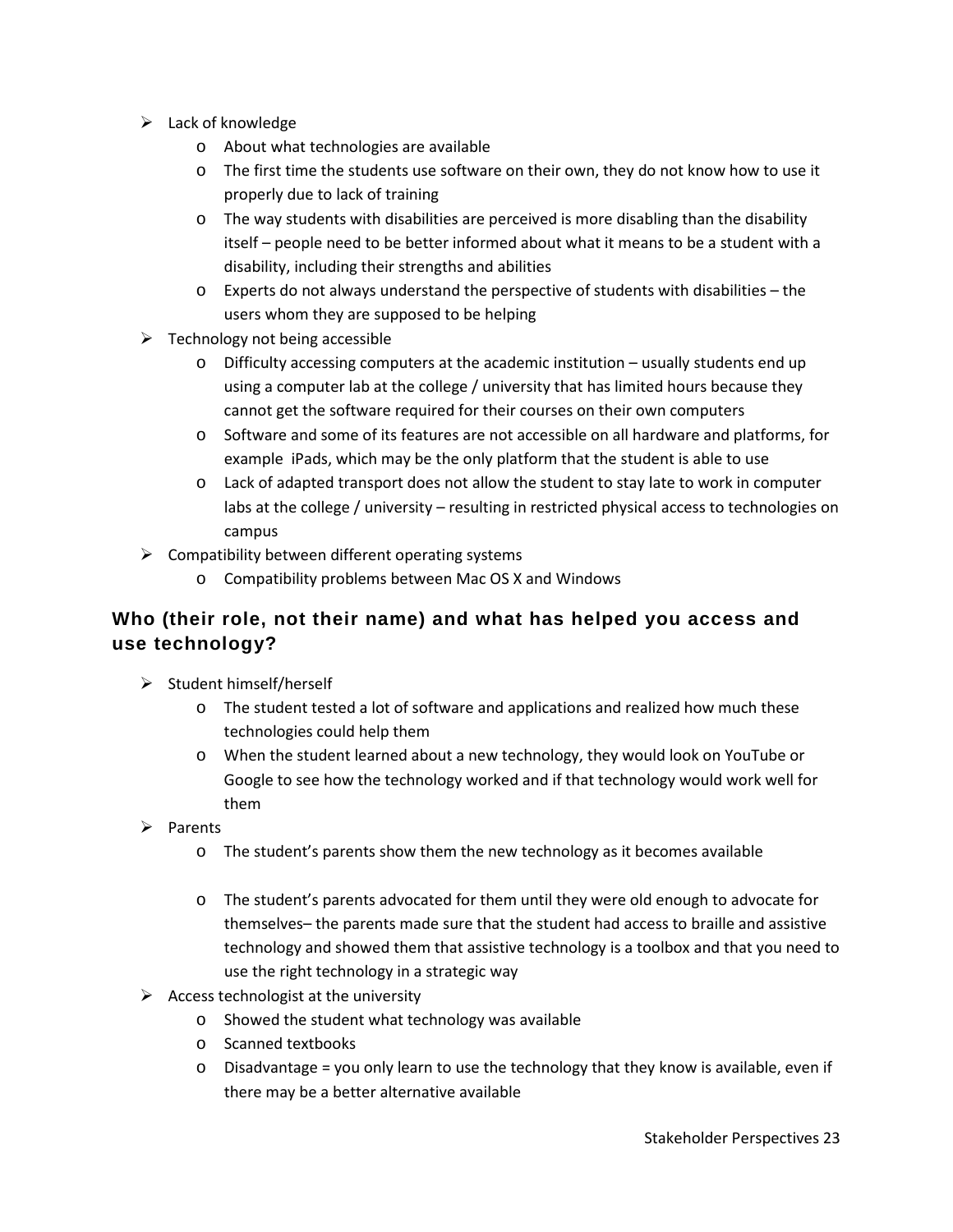- Lack of knowledge
  - About what technologies are available
  - The first time the students use software on their own, they do not know how to use it properly due to lack of training
  - The way students with disabilities are perceived is more disabling than the disability itself – people need to be better informed about what it means to be a student with a disability, including their strengths and abilities
  - Experts do not always understand the perspective of students with disabilities – the users whom they are supposed to be helping
- Technology not being accessible
  - Difficulty accessing computers at the academic institution – usually students end up using a computer lab at the college / university that has limited hours because they cannot get the software required for their courses on their own computers
  - Software and some of its features are not accessible on all hardware and platforms, for example iPads, which may be the only platform that the student is able to use
  - Lack of adapted transport does not allow the student to stay late to work in computer labs at the college / university – resulting in restricted physical access to technologies on campus
- Compatibility between different operating systems
  - Compatibility problems between Mac OS X and Windows

## Who (their role, not their name) and what has helped you access and use technology?

- Student himself/herself
  - The student tested a lot of software and applications and realized how much these technologies could help them
  - When the student learned about a new technology, they would look on YouTube or Google to see how the technology worked and if that technology would work well for them
- Parents
  - The student's parents show them the new technology as it becomes available
  - The student's parents advocated for them until they were old enough to advocate for themselves– the parents made sure that the student had access to braille and assistive technology and showed them that assistive technology is a toolbox and that you need to use the right technology in a strategic way
- Access technologist at the university
  - Showed the student what technology was available
  - Scanned textbooks
  - Disadvantage = you only learn to use the technology that they know is available, even if there may be a better alternative available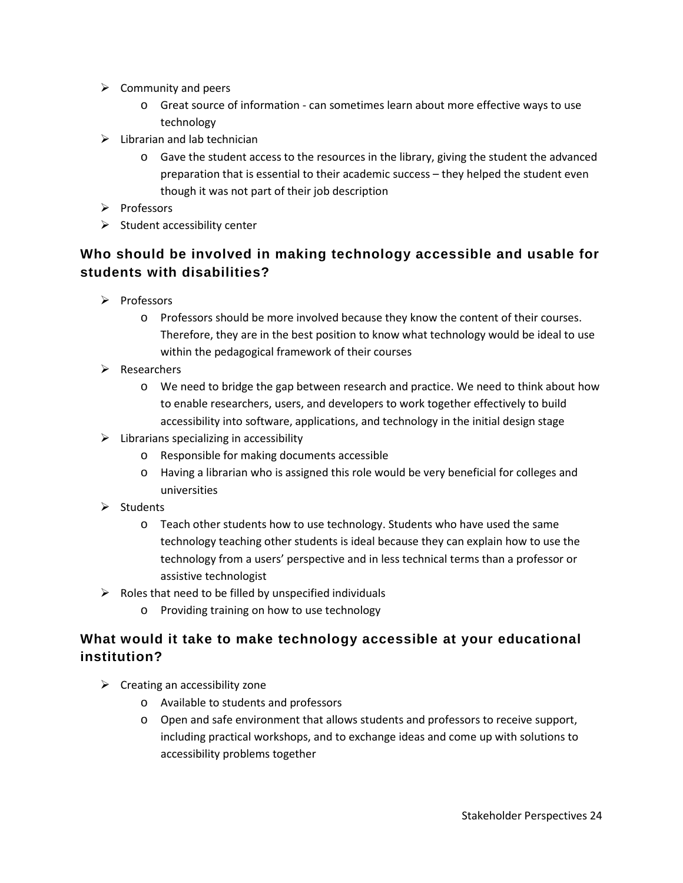- Community and peers
    - Great source of information - can sometimes learn about more effective ways to use technology
- Librarian and lab technician
    - Gave the student access to the resources in the library, giving the student the advanced preparation that is essential to their academic success – they helped the student even though it was not part of their job description
- Professors
- Student accessibility center

### Who should be involved in making technology accessible and usable for students with disabilities?

- Professors
    - Professors should be more involved because they know the content of their courses. Therefore, they are in the best position to know what technology would be ideal to use within the pedagogical framework of their courses
- Researchers
    - We need to bridge the gap between research and practice. We need to think about how to enable researchers, users, and developers to work together effectively to build accessibility into software, applications, and technology in the initial design stage
- Librarians specializing in accessibility
    - Responsible for making documents accessible
    - Having a librarian who is assigned this role would be very beneficial for colleges and universities
- Students
    - Teach other students how to use technology. Students who have used the same technology teaching other students is ideal because they can explain how to use the technology from a users' perspective and in less technical terms than a professor or assistive technologist
- Roles that need to be filled by unspecified individuals
    - Providing training on how to use technology

### What would it take to make technology accessible at your educational institution?

- Creating an accessibility zone
    - Available to students and professors
    - Open and safe environment that allows students and professors to receive support, including practical workshops, and to exchange ideas and come up with solutions to accessibility problems together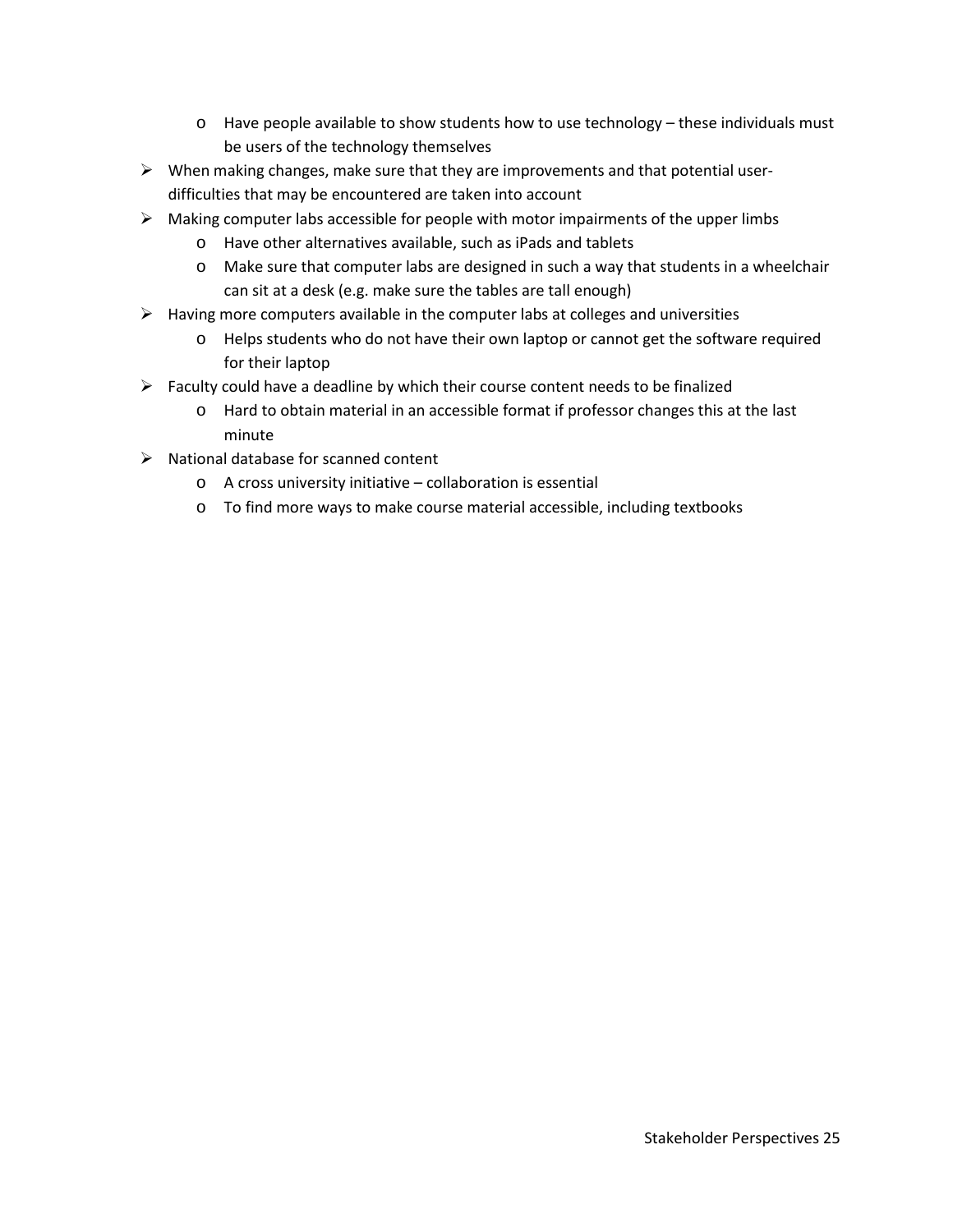- Have people available to show students how to use technology – these individuals must be users of the technology themselves
- When making changes, make sure that they are improvements and that potential user-difficulties that may be encountered are taken into account
- Making computer labs accessible for people with motor impairments of the upper limbs
  - Have other alternatives available, such as iPads and tablets
  - Make sure that computer labs are designed in such a way that students in a wheelchair can sit at a desk (e.g. make sure the tables are tall enough)
- Having more computers available in the computer labs at colleges and universities
  - Helps students who do not have their own laptop or cannot get the software required for their laptop
- Faculty could have a deadline by which their course content needs to be finalized
  - Hard to obtain material in an accessible format if professor changes this at the last minute
- National database for scanned content
  - A cross university initiative – collaboration is essential
  - To find more ways to make course material accessible, including textbooks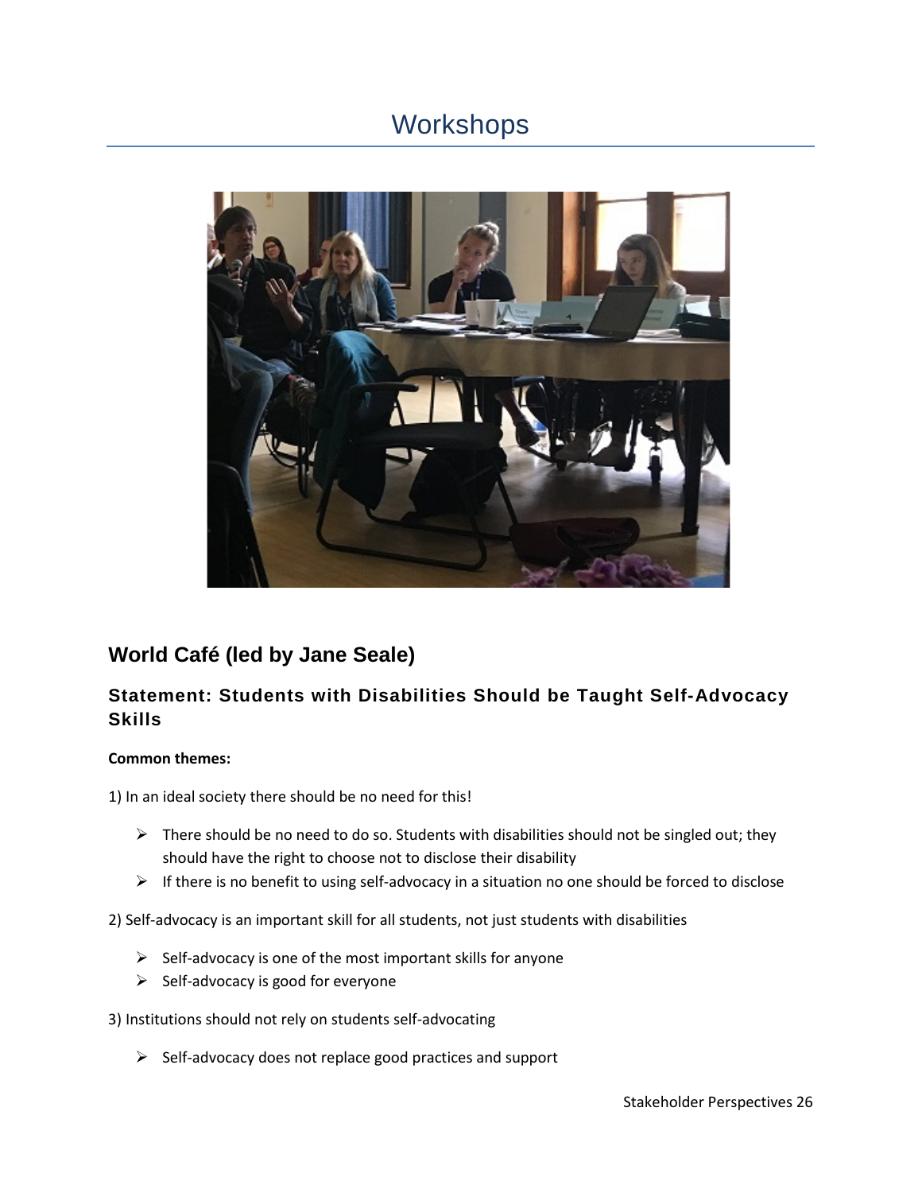# Workshops

## World Café (led by Jane Seale)

### Statement: Students with Disabilities Should be Taught Self-Advocacy Skills

**Common themes:**

1) In an ideal society there should be no need for this!

- There should be no need to do so. Students with disabilities should not be singled out; they should have the right to choose not to disclose their disability
- If there is no benefit to using self-advocacy in a situation no one should be forced to disclose

2) Self-advocacy is an important skill for all students, not just students with disabilities

- Self-advocacy is one of the most important skills for anyone
- Self-advocacy is good for everyone

3) Institutions should not rely on students self-advocating

- Self-advocacy does not replace good practices and support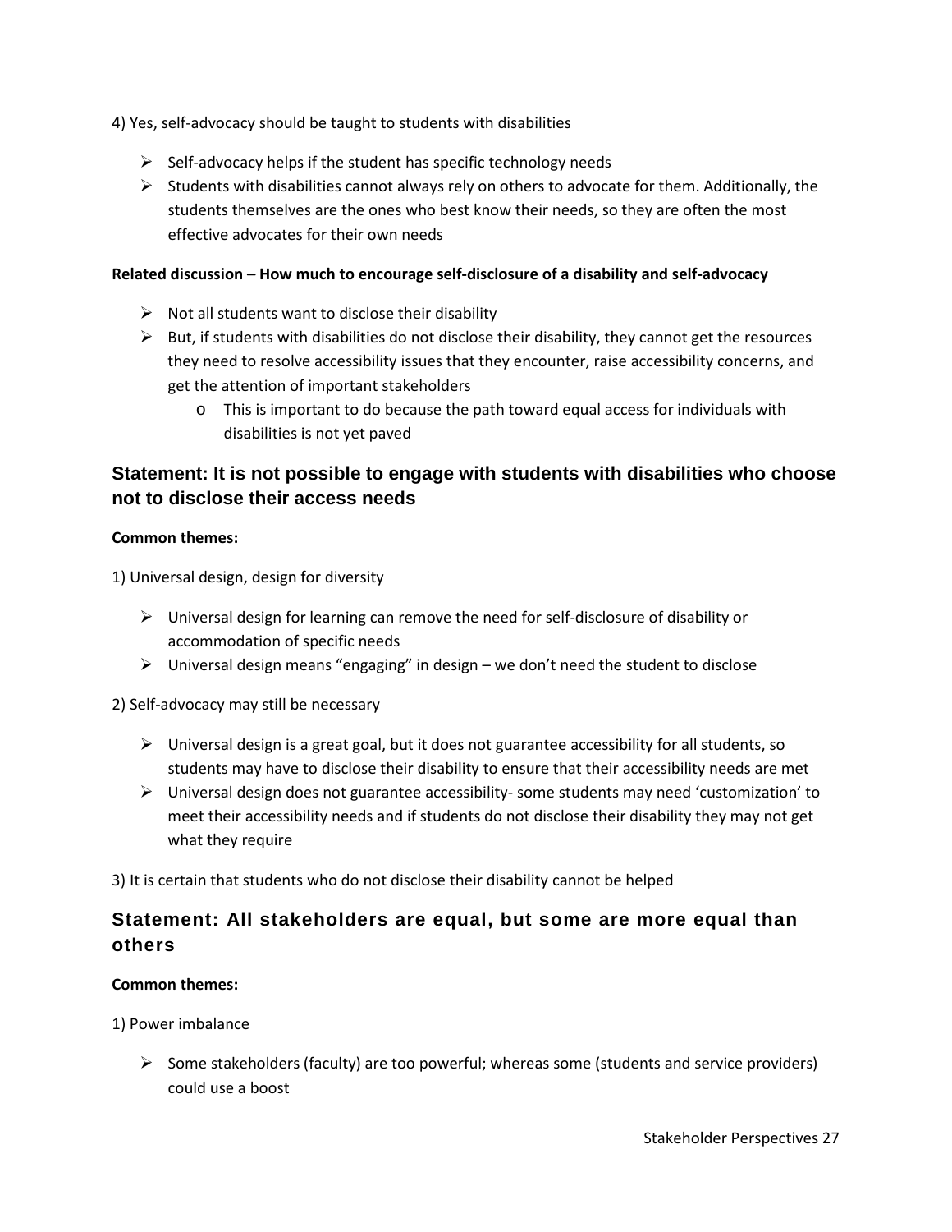4) Yes, self-advocacy should be taught to students with disabilities

- Self-advocacy helps if the student has specific technology needs
- Students with disabilities cannot always rely on others to advocate for them. Additionally, the students themselves are the ones who best know their needs, so they are often the most effective advocates for their own needs

**Related discussion – How much to encourage self-disclosure of a disability and self-advocacy**

- Not all students want to disclose their disability
- But, if students with disabilities do not disclose their disability, they cannot get the resources they need to resolve accessibility issues that they encounter, raise accessibility concerns, and get the attention of important stakeholders
  - This is important to do because the path toward equal access for individuals with disabilities is not yet paved

## Statement: It is not possible to engage with students with disabilities who choose not to disclose their access needs

**Common themes:**

1) Universal design, design for diversity

- Universal design for learning can remove the need for self-disclosure of disability or accommodation of specific needs
- Universal design means "engaging" in design – we don't need the student to disclose

2) Self-advocacy may still be necessary

- Universal design is a great goal, but it does not guarantee accessibility for all students, so students may have to disclose their disability to ensure that their accessibility needs are met
- Universal design does not guarantee accessibility- some students may need 'customization' to meet their accessibility needs and if students do not disclose their disability they may not get what they require

3) It is certain that students who do not disclose their disability cannot be helped

## Statement: All stakeholders are equal, but some are more equal than others

**Common themes:**

1) Power imbalance

- Some stakeholders (faculty) are too powerful; whereas some (students and service providers) could use a boost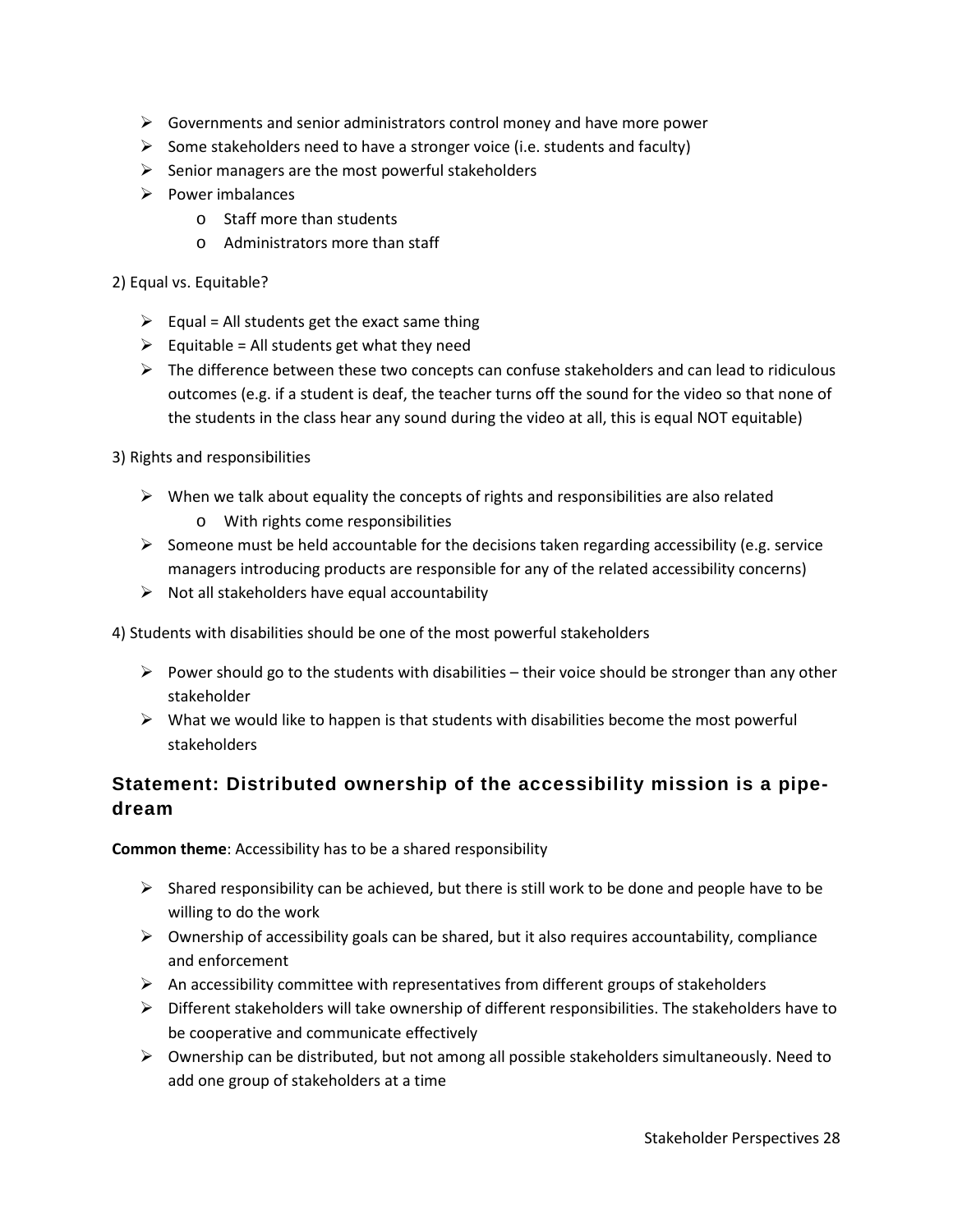- Governments and senior administrators control money and have more power
- Some stakeholders need to have a stronger voice (i.e. students and faculty)
- Senior managers are the most powerful stakeholders
- Power imbalances
  - Staff more than students
  - Administrators more than staff

2) Equal vs. Equitable?

- Equal = All students get the exact same thing
- Equitable = All students get what they need
- The difference between these two concepts can confuse stakeholders and can lead to ridiculous outcomes (e.g. if a student is deaf, the teacher turns off the sound for the video so that none of the students in the class hear any sound during the video at all, this is equal NOT equitable)

3) Rights and responsibilities

- When we talk about equality the concepts of rights and responsibilities are also related
  - With rights come responsibilities
- Someone must be held accountable for the decisions taken regarding accessibility (e.g. service managers introducing products are responsible for any of the related accessibility concerns)
- Not all stakeholders have equal accountability

4) Students with disabilities should be one of the most powerful stakeholders

- Power should go to the students with disabilities – their voice should be stronger than any other stakeholder
- What we would like to happen is that students with disabilities become the most powerful stakeholders

## Statement: Distributed ownership of the accessibility mission is a pipe-dream

**Common theme**: Accessibility has to be a shared responsibility

- Shared responsibility can be achieved, but there is still work to be done and people have to be willing to do the work
- Ownership of accessibility goals can be shared, but it also requires accountability, compliance and enforcement
- An accessibility committee with representatives from different groups of stakeholders
- Different stakeholders will take ownership of different responsibilities. The stakeholders have to be cooperative and communicate effectively
- Ownership can be distributed, but not among all possible stakeholders simultaneously. Need to add one group of stakeholders at a time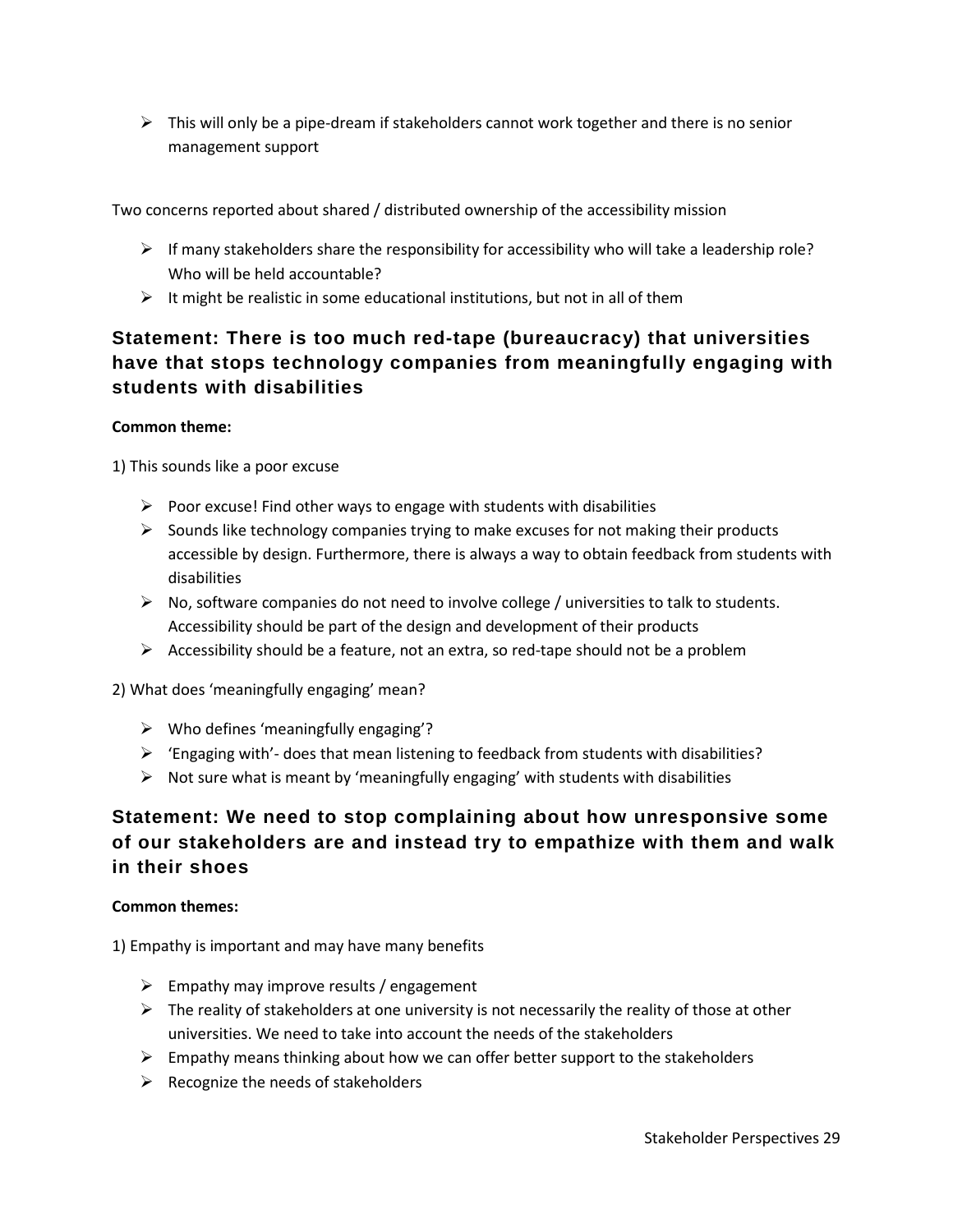- This will only be a pipe-dream if stakeholders cannot work together and there is no senior management support

Two concerns reported about shared / distributed ownership of the accessibility mission

- If many stakeholders share the responsibility for accessibility who will take a leadership role? Who will be held accountable?
- It might be realistic in some educational institutions, but not in all of them

## Statement: There is too much red-tape (bureaucracy) that universities have that stops technology companies from meaningfully engaging with students with disabilities

**Common theme:**

1) This sounds like a poor excuse

- Poor excuse! Find other ways to engage with students with disabilities
- Sounds like technology companies trying to make excuses for not making their products accessible by design. Furthermore, there is always a way to obtain feedback from students with disabilities
- No, software companies do not need to involve college / universities to talk to students. Accessibility should be part of the design and development of their products
- Accessibility should be a feature, not an extra, so red-tape should not be a problem

2) What does 'meaningfully engaging' mean?

- Who defines 'meaningfully engaging'?
- 'Engaging with'- does that mean listening to feedback from students with disabilities?
- Not sure what is meant by 'meaningfully engaging' with students with disabilities

## Statement: We need to stop complaining about how unresponsive some of our stakeholders are and instead try to empathize with them and walk in their shoes

**Common themes:**

1) Empathy is important and may have many benefits

- Empathy may improve results / engagement
- The reality of stakeholders at one university is not necessarily the reality of those at other universities. We need to take into account the needs of the stakeholders
- Empathy means thinking about how we can offer better support to the stakeholders
- Recognize the needs of stakeholders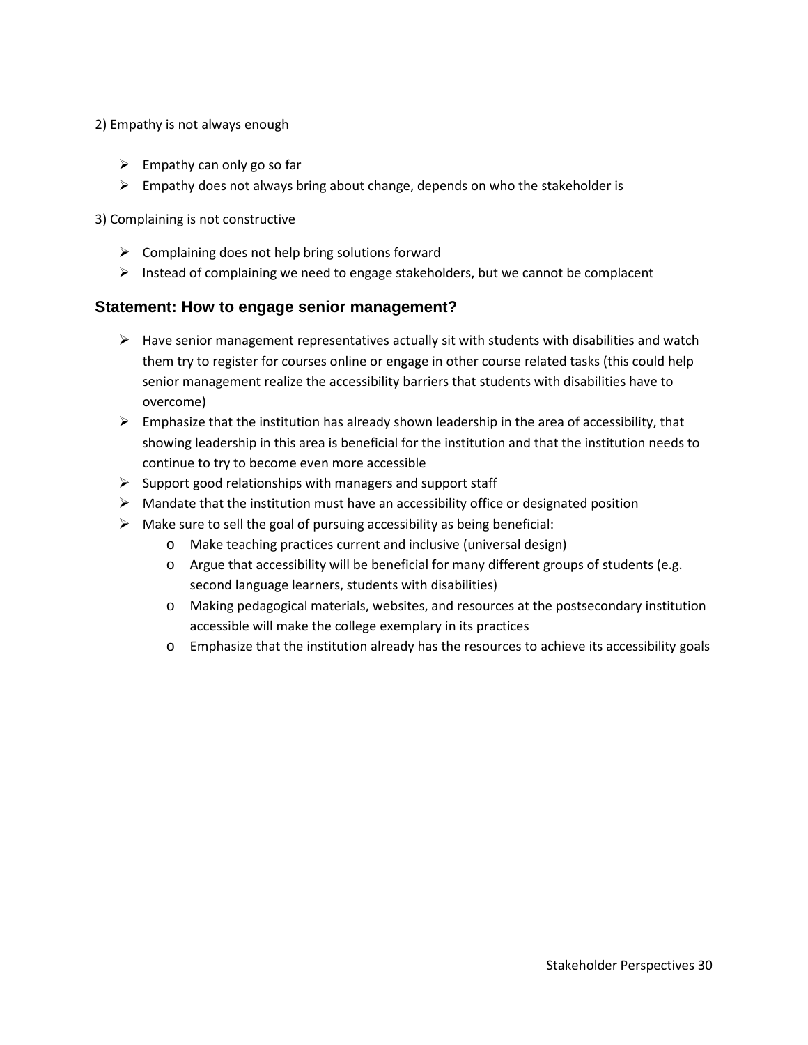2) Empathy is not always enough

- Empathy can only go so far
- Empathy does not always bring about change, depends on who the stakeholder is

3) Complaining is not constructive

- Complaining does not help bring solutions forward
- Instead of complaining we need to engage stakeholders, but we cannot be complacent

### Statement: How to engage senior management?

- Have senior management representatives actually sit with students with disabilities and watch them try to register for courses online or engage in other course related tasks (this could help senior management realize the accessibility barriers that students with disabilities have to overcome)
- Emphasize that the institution has already shown leadership in the area of accessibility, that showing leadership in this area is beneficial for the institution and that the institution needs to continue to try to become even more accessible
- Support good relationships with managers and support staff
- Mandate that the institution must have an accessibility office or designated position
- Make sure to sell the goal of pursuing accessibility as being beneficial:
    - Make teaching practices current and inclusive (universal design)
    - Argue that accessibility will be beneficial for many different groups of students (e.g. second language learners, students with disabilities)
    - Making pedagogical materials, websites, and resources at the postsecondary institution accessible will make the college exemplary in its practices
    - Emphasize that the institution already has the resources to achieve its accessibility goals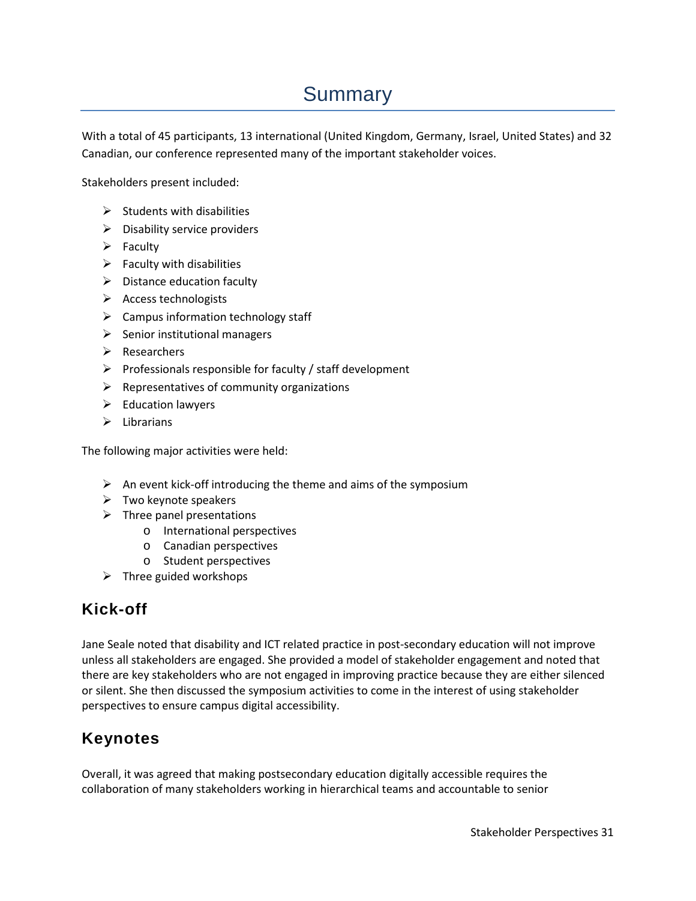# Summary

With a total of 45 participants, 13 international (United Kingdom, Germany, Israel, United States) and 32 Canadian, our conference represented many of the important stakeholder voices.

Stakeholders present included:

- Students with disabilities
- Disability service providers
- Faculty
- Faculty with disabilities
- Distance education faculty
- Access technologists
- Campus information technology staff
- Senior institutional managers
- Researchers
- Professionals responsible for faculty / staff development
- Representatives of community organizations
- Education lawyers
- Librarians

The following major activities were held:

- An event kick-off introducing the theme and aims of the symposium
- Two keynote speakers
- Three panel presentations
  - International perspectives
  - Canadian perspectives
  - Student perspectives
- Three guided workshops

## Kick-off

Jane Seale noted that disability and ICT related practice in post-secondary education will not improve unless all stakeholders are engaged. She provided a model of stakeholder engagement and noted that there are key stakeholders who are not engaged in improving practice because they are either silenced or silent. She then discussed the symposium activities to come in the interest of using stakeholder perspectives to ensure campus digital accessibility.

## Keynotes

Overall, it was agreed that making postsecondary education digitally accessible requires the collaboration of many stakeholders working in hierarchical teams and accountable to senior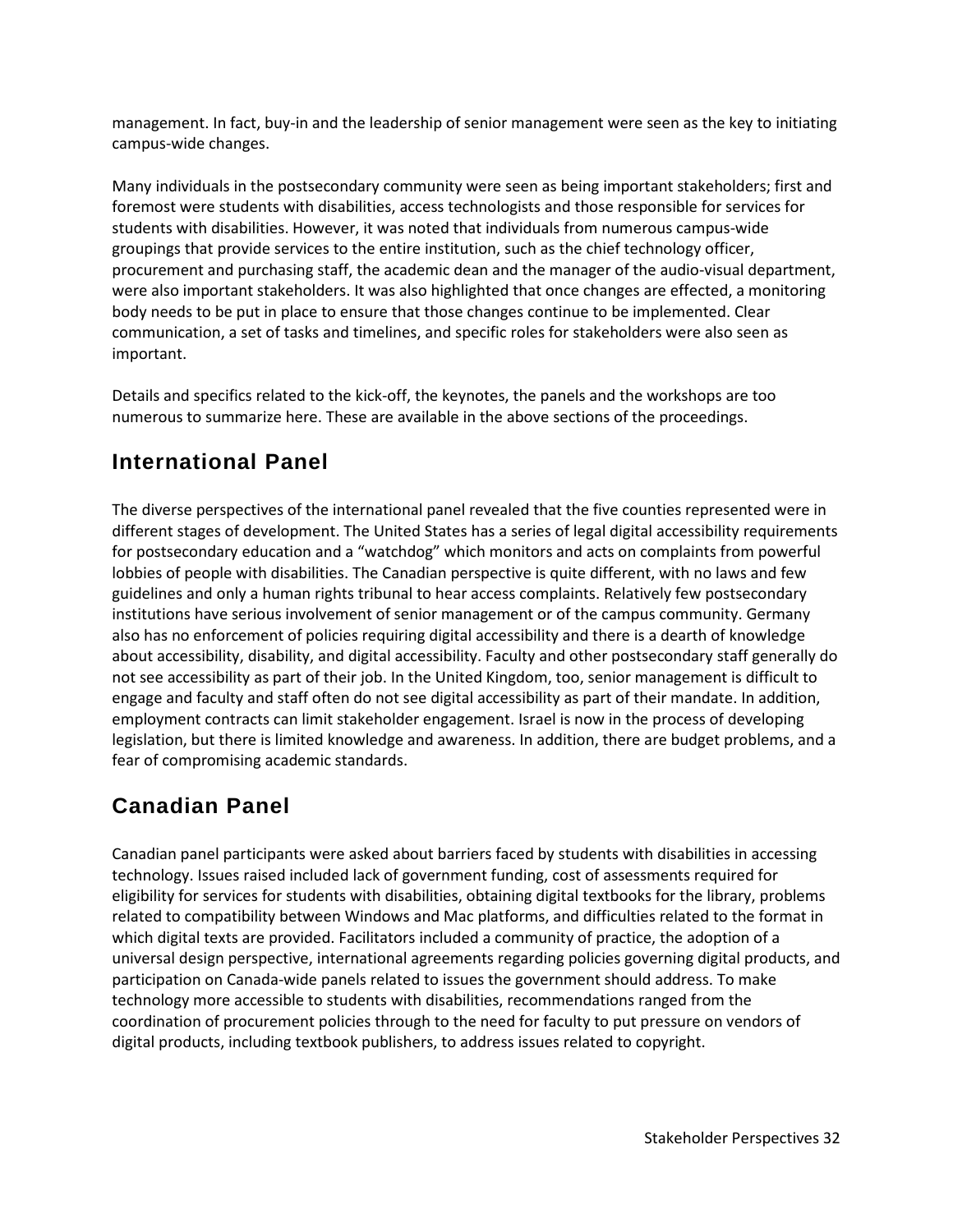management. In fact, buy-in and the leadership of senior management were seen as the key to initiating campus-wide changes.

Many individuals in the postsecondary community were seen as being important stakeholders; first and foremost were students with disabilities, access technologists and those responsible for services for students with disabilities. However, it was noted that individuals from numerous campus-wide groupings that provide services to the entire institution, such as the chief technology officer, procurement and purchasing staff, the academic dean and the manager of the audio-visual department, were also important stakeholders. It was also highlighted that once changes are effected, a monitoring body needs to be put in place to ensure that those changes continue to be implemented. Clear communication, a set of tasks and timelines, and specific roles for stakeholders were also seen as important.

Details and specifics related to the kick-off, the keynotes, the panels and the workshops are too numerous to summarize here. These are available in the above sections of the proceedings.

## International Panel

The diverse perspectives of the international panel revealed that the five counties represented were in different stages of development. The United States has a series of legal digital accessibility requirements for postsecondary education and a "watchdog" which monitors and acts on complaints from powerful lobbies of people with disabilities. The Canadian perspective is quite different, with no laws and few guidelines and only a human rights tribunal to hear access complaints. Relatively few postsecondary institutions have serious involvement of senior management or of the campus community. Germany also has no enforcement of policies requiring digital accessibility and there is a dearth of knowledge about accessibility, disability, and digital accessibility. Faculty and other postsecondary staff generally do not see accessibility as part of their job. In the United Kingdom, too, senior management is difficult to engage and faculty and staff often do not see digital accessibility as part of their mandate. In addition, employment contracts can limit stakeholder engagement. Israel is now in the process of developing legislation, but there is limited knowledge and awareness. In addition, there are budget problems, and a fear of compromising academic standards.

## Canadian Panel

Canadian panel participants were asked about barriers faced by students with disabilities in accessing technology. Issues raised included lack of government funding, cost of assessments required for eligibility for services for students with disabilities, obtaining digital textbooks for the library, problems related to compatibility between Windows and Mac platforms, and difficulties related to the format in which digital texts are provided. Facilitators included a community of practice, the adoption of a universal design perspective, international agreements regarding policies governing digital products, and participation on Canada-wide panels related to issues the government should address. To make technology more accessible to students with disabilities, recommendations ranged from the coordination of procurement policies through to the need for faculty to put pressure on vendors of digital products, including textbook publishers, to address issues related to copyright.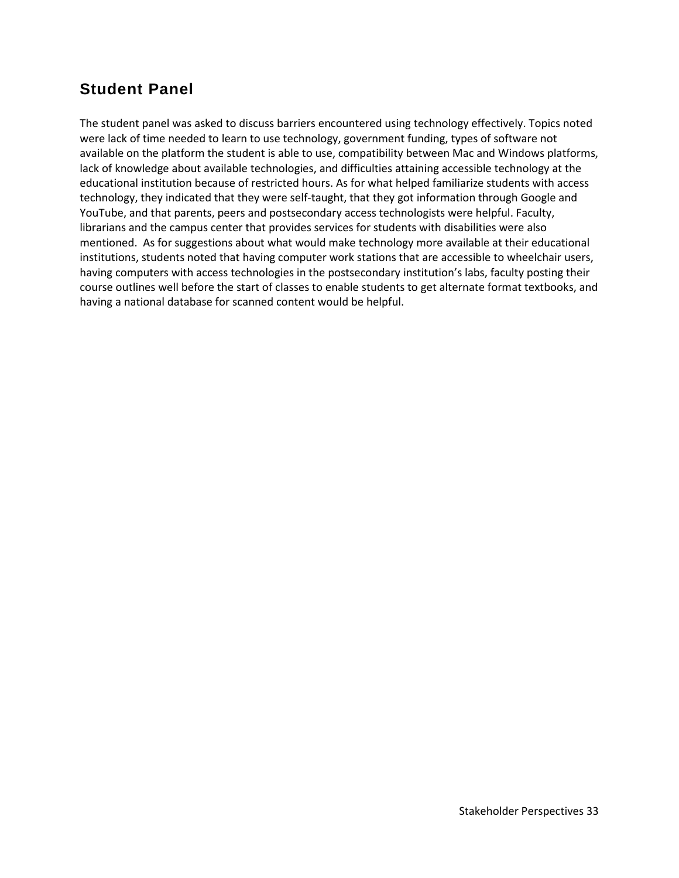## Student Panel

The student panel was asked to discuss barriers encountered using technology effectively. Topics noted were lack of time needed to learn to use technology, government funding, types of software not available on the platform the student is able to use, compatibility between Mac and Windows platforms, lack of knowledge about available technologies, and difficulties attaining accessible technology at the educational institution because of restricted hours. As for what helped familiarize students with access technology, they indicated that they were self-taught, that they got information through Google and YouTube, and that parents, peers and postsecondary access technologists were helpful. Faculty, librarians and the campus center that provides services for students with disabilities were also mentioned. As for suggestions about what would make technology more available at their educational institutions, students noted that having computer work stations that are accessible to wheelchair users, having computers with access technologies in the postsecondary institution's labs, faculty posting their course outlines well before the start of classes to enable students to get alternate format textbooks, and having a national database for scanned content would be helpful.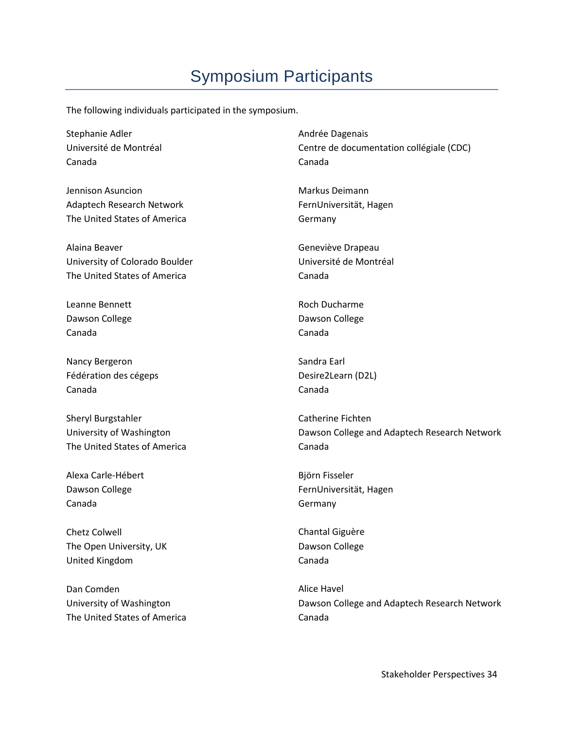# Symposium Participants

The following individuals participated in the symposium.

Stephanie Adler
Université de Montréal
Canada

Jennison Asuncion
Adaptech Research Network
The United States of America

Alaina Beaver
University of Colorado Boulder
The United States of America

Leanne Bennett
Dawson College
Canada

Nancy Bergeron
Fédération des cégeps
Canada

Sheryl Burgstahler
University of Washington
The United States of America

Alexa Carle-Hébert
Dawson College
Canada

Chetz Colwell
The Open University, UK
United Kingdom

Dan Comden
University of Washington
The United States of America

Andrée Dagenais
Centre de documentation collégiale (CDC)
Canada

Markus Deimann
FernUniversität, Hagen
Germany

Geneviève Drapeau
Université de Montréal
Canada

Roch Ducharme
Dawson College
Canada

Sandra Earl
Desire2Learn (D2L)
Canada

Catherine Fichten
Dawson College and Adaptech Research Network
Canada

Björn Fisseler
FernUniversität, Hagen
Germany

Chantal Giguère
Dawson College
Canada

Alice Havel
Dawson College and Adaptech Research Network
Canada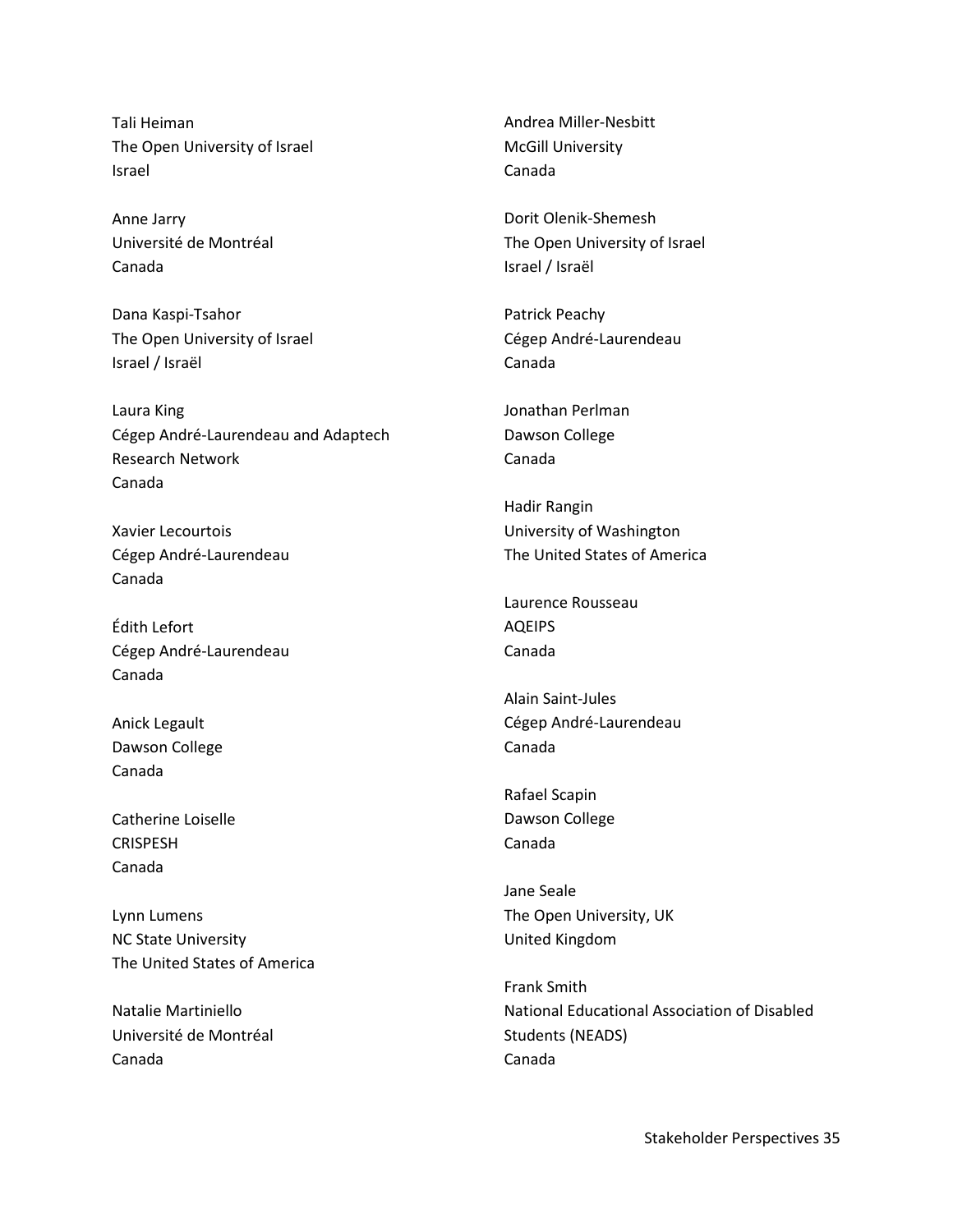Tali Heiman
The Open University of Israel
Israel

Anne Jarry
Université de Montréal
Canada

Dana Kaspi-Tsahor
The Open University of Israel
Israel / Israël

Laura King
Cégep André-Laurendeau and Adaptech Research Network
Canada

Xavier Lecourtois
Cégep André-Laurendeau
Canada

Édith Lefort
Cégep André-Laurendeau
Canada

Anick Legault
Dawson College
Canada

Catherine Loiselle
CRISPESH
Canada

Lynn Lumens
NC State University
The United States of America

Natalie Martiniello
Université de Montréal
Canada

Andrea Miller-Nesbitt
McGill University
Canada

Dorit Olenik-Shemesh
The Open University of Israel
Israel / Israël

Patrick Peachy
Cégep André-Laurendeau
Canada

Jonathan Perlman
Dawson College
Canada

Hadir Rangin
University of Washington
The United States of America

Laurence Rousseau
AQEIPS
Canada

Alain Saint-Jules
Cégep André-Laurendeau
Canada

Rafael Scapin
Dawson College
Canada

Jane Seale
The Open University, UK
United Kingdom

Frank Smith
National Educational Association of Disabled Students (NEADS)
Canada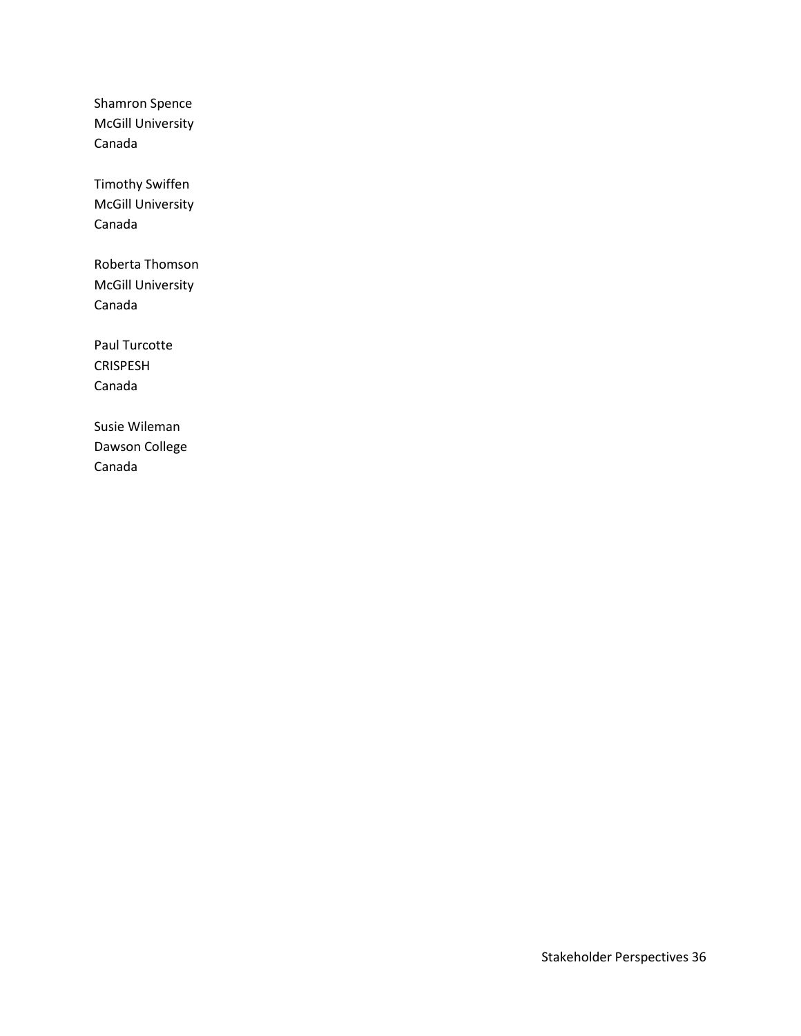Shamron Spence
McGill University
Canada

Timothy Swiffen
McGill University
Canada

Roberta Thomson
McGill University
Canada

Paul Turcotte
CRISPESH
Canada

Susie Wileman
Dawson College
Canada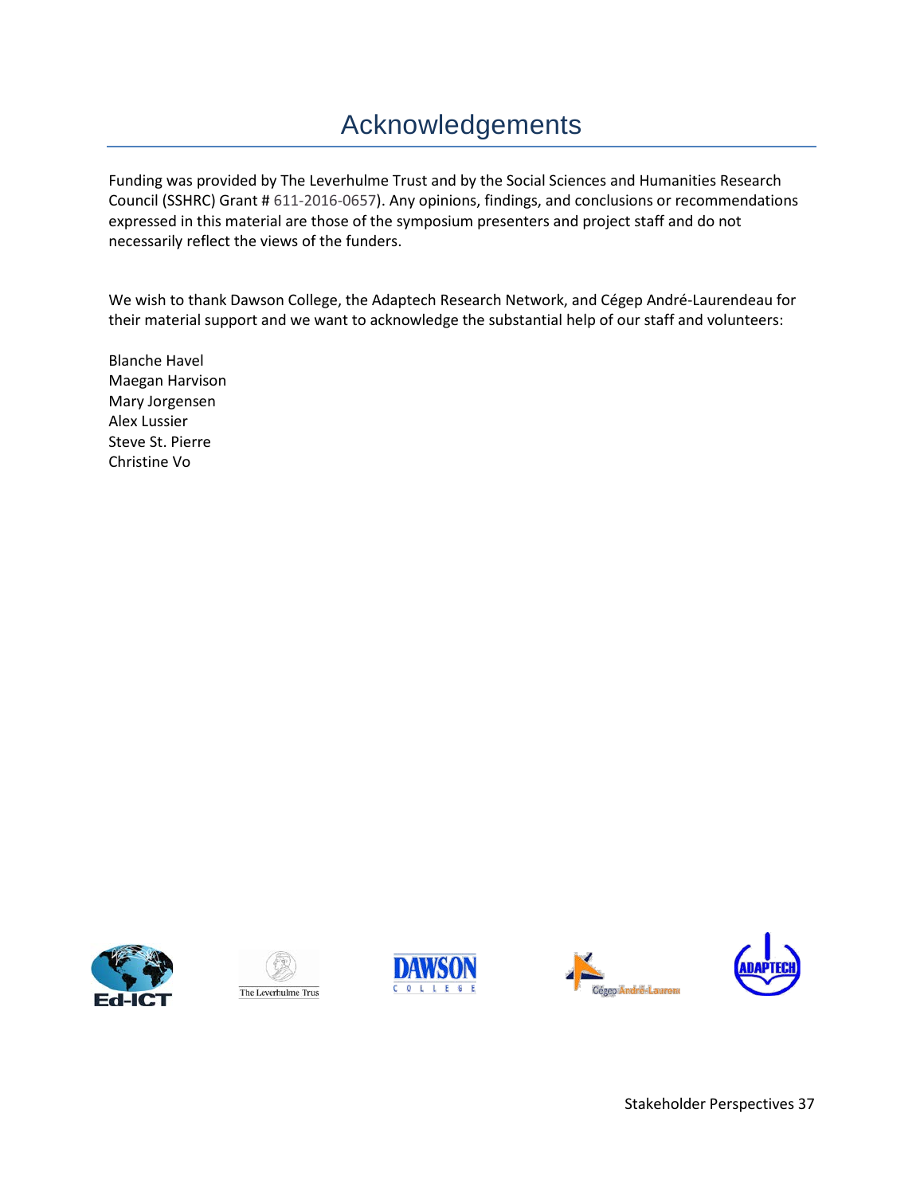# Acknowledgements

Funding was provided by The Leverhulme Trust and by the Social Sciences and Humanities Research Council (SSHRC) Grant # 611-2016-0657). Any opinions, findings, and conclusions or recommendations expressed in this material are those of the symposium presenters and project staff and do not necessarily reflect the views of the funders.

We wish to thank Dawson College, the Adaptech Research Network, and Cégep André-Laurendeau for their material support and we want to acknowledge the substantial help of our staff and volunteers:

Blanche Havel
Maegan Harvison
Mary Jorgensen
Alex Lussier
Steve St. Pierre
Christine Vo